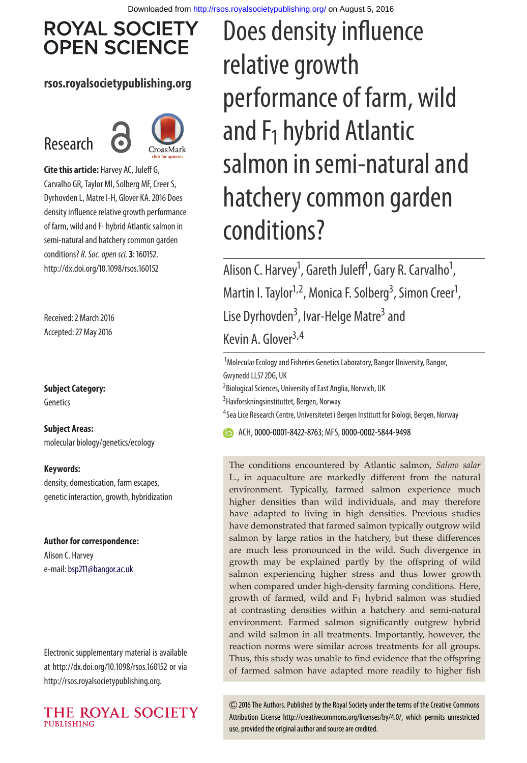# Does density influence relative growth performance of farm, wild and $F_1$ hybrid Atlantic salmon in semi-natural and hatchery common garden conditions?

Alison C. Harvey[1], Gareth Juleff[1], Gary R. Carvalho[1], Martin I. Taylor[1,2], Monica F. Solberg[3], Simon Creer[1], Lise Dyrhovden[3], Ivar-Helge Matre[3] and Kevin A. Glover[3,4]

[1]Molecular Ecology and Fisheries Genetics Laboratory, Bangor University, Bangor, Gwynedd LL57 2DG, UK

[2]Biological Sciences, University of East Anglia, Norwich, UK

[3]Havforskningsinstituttet, Bergen, Norway

[4]Sea Lice Research Centre, Universitetet i Bergen Institutt for Biologi, Bergen, Norway

ACH, 0000-0001-8422-8763; MFS, 0000-0002-5844-9498

**ROYAL SOCIETY OPEN SCIENCE**

**rsos.royalsocietypublishing.org**

Research

**Cite this article:** Harvey AC, Juleff G, Carvalho GR, Taylor MI, Solberg MF, Creer S, Dyrhovden L, Matre I-H, Glover KA. 2016 Does density influence relative growth performance of farm, wild and $F_1$ hybrid Atlantic salmon in semi-natural and hatchery common garden conditions? *R. Soc. open sci.* **3**: 160152. http://dx.doi.org/10.1098/rsos.160152

Received: 2 March 2016

Accepted: 27 May 2016

**Subject Category:**

Genetics

**Subject Areas:**

molecular biology/genetics/ecology

**Keywords:**

density, domestication, farm escapes, genetic interaction, growth, hybridization

**Author for correspondence:**

Alison C. Harvey

e-mail: bsp211@bangor.ac.uk

Electronic supplementary material is available at http://dx.doi.org/10.1098/rsos.160152 or via http://rsos.royalsocietypublishing.org.

The conditions encountered by Atlantic salmon, *Salmo salar* L., in aquaculture are markedly different from the natural environment. Typically, farmed salmon experience much higher densities than wild individuals, and may therefore have adapted to living in high densities. Previous studies have demonstrated that farmed salmon typically outgrow wild salmon by large ratios in the hatchery, but these differences are much less pronounced in the wild. Such divergence in growth may be explained partly by the offspring of wild salmon experiencing higher stress and thus lower growth when compared under high-density farming conditions. Here, growth of farmed, wild and $F_1$ hybrid salmon was studied at contrasting densities within a hatchery and semi-natural environment. Farmed salmon significantly outgrew hybrid and wild salmon in all treatments. Importantly, however, the reaction norms were similar across treatments for all groups. Thus, this study was unable to find evidence that the offspring of farmed salmon have adapted more readily to higher fish

© 2016 The Authors. Published by the Royal Society under the terms of the Creative Commons Attribution License http://creativecommons.org/licenses/by/4.0/, which permits unrestricted use, provided the original author and source are credited.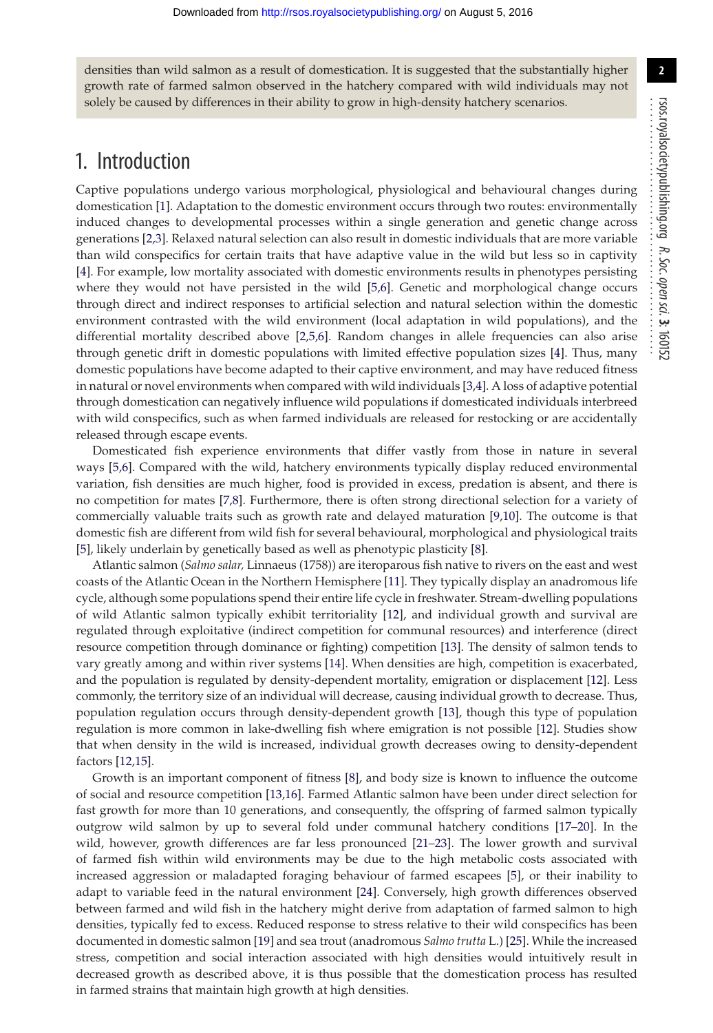densities than wild salmon as a result of domestication. It is suggested that the substantially higher growth rate of farmed salmon observed in the hatchery compared with wild individuals may not solely be caused by differences in their ability to grow in high-density hatchery scenarios.

## 1. Introduction

Captive populations undergo various morphological, physiological and behavioural changes during domestication [1]. Adaptation to the domestic environment occurs through two routes: environmentally induced changes to developmental processes within a single generation and genetic change across generations [2,3]. Relaxed natural selection can also result in domestic individuals that are more variable than wild conspecifics for certain traits that have adaptive value in the wild but less so in captivity [4]. For example, low mortality associated with domestic environments results in phenotypes persisting where they would not have persisted in the wild [5,6]. Genetic and morphological change occurs through direct and indirect responses to artificial selection and natural selection within the domestic environment contrasted with the wild environment (local adaptation in wild populations), and the differential mortality described above [2,5,6]. Random changes in allele frequencies can also arise through genetic drift in domestic populations with limited effective population sizes [4]. Thus, many domestic populations have become adapted to their captive environment, and may have reduced fitness in natural or novel environments when compared with wild individuals [3,4]. A loss of adaptive potential through domestication can negatively influence wild populations if domesticated individuals interbreed with wild conspecifics, such as when farmed individuals are released for restocking or are accidentally released through escape events.

Domesticated fish experience environments that differ vastly from those in nature in several ways [5,6]. Compared with the wild, hatchery environments typically display reduced environmental variation, fish densities are much higher, food is provided in excess, predation is absent, and there is no competition for mates [7,8]. Furthermore, there is often strong directional selection for a variety of commercially valuable traits such as growth rate and delayed maturation [9,10]. The outcome is that domestic fish are different from wild fish for several behavioural, morphological and physiological traits [5], likely underlain by genetically based as well as phenotypic plasticity [8].

Atlantic salmon (*Salmo salar,* Linnaeus (1758)) are iteroparous fish native to rivers on the east and west coasts of the Atlantic Ocean in the Northern Hemisphere [11]. They typically display an anadromous life cycle, although some populations spend their entire life cycle in freshwater. Stream-dwelling populations of wild Atlantic salmon typically exhibit territoriality [12], and individual growth and survival are regulated through exploitative (indirect competition for communal resources) and interference (direct resource competition through dominance or fighting) competition [13]. The density of salmon tends to vary greatly among and within river systems [14]. When densities are high, competition is exacerbated, and the population is regulated by density-dependent mortality, emigration or displacement [12]. Less commonly, the territory size of an individual will decrease, causing individual growth to decrease. Thus, population regulation occurs through density-dependent growth [13], though this type of population regulation is more common in lake-dwelling fish where emigration is not possible [12]. Studies show that when density in the wild is increased, individual growth decreases owing to density-dependent factors [12,15].

Growth is an important component of fitness [8], and body size is known to influence the outcome of social and resource competition [13,16]. Farmed Atlantic salmon have been under direct selection for fast growth for more than 10 generations, and consequently, the offspring of farmed salmon typically outgrow wild salmon by up to several fold under communal hatchery conditions [17–20]. In the wild, however, growth differences are far less pronounced [21–23]. The lower growth and survival of farmed fish within wild environments may be due to the high metabolic costs associated with increased aggression or maladapted foraging behaviour of farmed escapees [5], or their inability to adapt to variable feed in the natural environment [24]. Conversely, high growth differences observed between farmed and wild fish in the hatchery might derive from adaptation of farmed salmon to high densities, typically fed to excess. Reduced response to stress relative to their wild conspecifics has been documented in domestic salmon [19] and sea trout (anadromous *Salmo trutta* L.) [25]. While the increased stress, competition and social interaction associated with high densities would intuitively result in decreased growth as described above, it is thus possible that the domestication process has resulted in farmed strains that maintain high growth at high densities.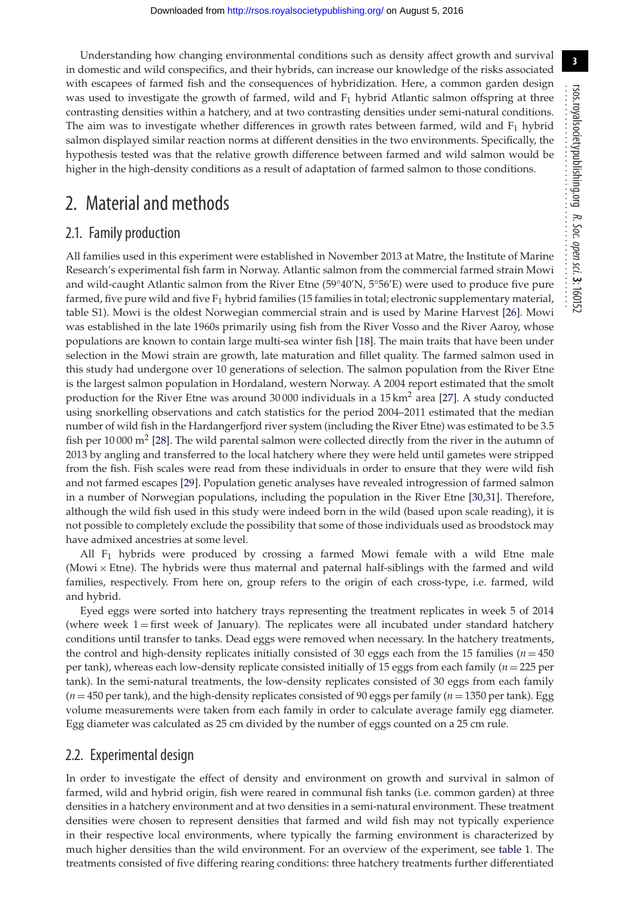Understanding how changing environmental conditions such as density affect growth and survival in domestic and wild conspecifics, and their hybrids, can increase our knowledge of the risks associated with escapees of farmed fish and the consequences of hybridization. Here, a common garden design was used to investigate the growth of farmed, wild and $F_1$ hybrid Atlantic salmon offspring at three contrasting densities within a hatchery, and at two contrasting densities under semi-natural conditions. The aim was to investigate whether differences in growth rates between farmed, wild and $F_1$ hybrid salmon displayed similar reaction norms at different densities in the two environments. Specifically, the hypothesis tested was that the relative growth difference between farmed and wild salmon would be higher in the high-density conditions as a result of adaptation of farmed salmon to those conditions.

# 2. Material and methods

## 2.1. Family production

All families used in this experiment were established in November 2013 at Matre, the Institute of Marine Research's experimental fish farm in Norway. Atlantic salmon from the commercial farmed strain Mowi and wild-caught Atlantic salmon from the River Etne (59°40′N, 5°56′E) were used to produce five pure farmed, five pure wild and five $F_1$ hybrid families (15 families in total; electronic supplementary material, table S1). Mowi is the oldest Norwegian commercial strain and is used by Marine Harvest [26]. Mowi was established in the late 1960s primarily using fish from the River Vosso and the River Aaroy, whose populations are known to contain large multi-sea winter fish [18]. The main traits that have been under selection in the Mowi strain are growth, late maturation and fillet quality. The farmed salmon used in this study had undergone over 10 generations of selection. The salmon population from the River Etne is the largest salmon population in Hordaland, western Norway. A 2004 report estimated that the smolt production for the River Etne was around 30 000 individuals in a 15 km$^2$ area [27]. A study conducted using snorkelling observations and catch statistics for the period 2004–2011 estimated that the median number of wild fish in the Hardangerfjord river system (including the River Etne) was estimated to be 3.5 fish per 10 000 m$^2$ [28]. The wild parental salmon were collected directly from the river in the autumn of 2013 by angling and transferred to the local hatchery where they were held until gametes were stripped from the fish. Fish scales were read from these individuals in order to ensure that they were wild fish and not farmed escapes [29]. Population genetic analyses have revealed introgression of farmed salmon in a number of Norwegian populations, including the population in the River Etne [30,31]. Therefore, although the wild fish used in this study were indeed born in the wild (based upon scale reading), it is not possible to completely exclude the possibility that some of those individuals used as broodstock may have admixed ancestries at some level.

All $F_1$ hybrids were produced by crossing a farmed Mowi female with a wild Etne male (Mowi × Etne). The hybrids were thus maternal and paternal half-siblings with the farmed and wild families, respectively. From here on, group refers to the origin of each cross-type, i.e. farmed, wild and hybrid.

Eyed eggs were sorted into hatchery trays representing the treatment replicates in week 5 of 2014 (where week 1 = first week of January). The replicates were all incubated under standard hatchery conditions until transfer to tanks. Dead eggs were removed when necessary. In the hatchery treatments, the control and high-density replicates initially consisted of 30 eggs each from the 15 families ($n = 450$ per tank), whereas each low-density replicate consisted initially of 15 eggs from each family ($n = 225$ per tank). In the semi-natural treatments, the low-density replicates consisted of 30 eggs from each family ($n = 450$ per tank), and the high-density replicates consisted of 90 eggs per family ($n = 1350$ per tank). Egg volume measurements were taken from each family in order to calculate average family egg diameter. Egg diameter was calculated as 25 cm divided by the number of eggs counted on a 25 cm rule.

## 2.2. Experimental design

In order to investigate the effect of density and environment on growth and survival in salmon of farmed, wild and hybrid origin, fish were reared in communal fish tanks (i.e. common garden) at three densities in a hatchery environment and at two densities in a semi-natural environment. These treatment densities were chosen to represent densities that farmed and wild fish may not typically experience in their respective local environments, where typically the farming environment is characterized by much higher densities than the wild environment. For an overview of the experiment, see table 1. The treatments consisted of five differing rearing conditions: three hatchery treatments further differentiated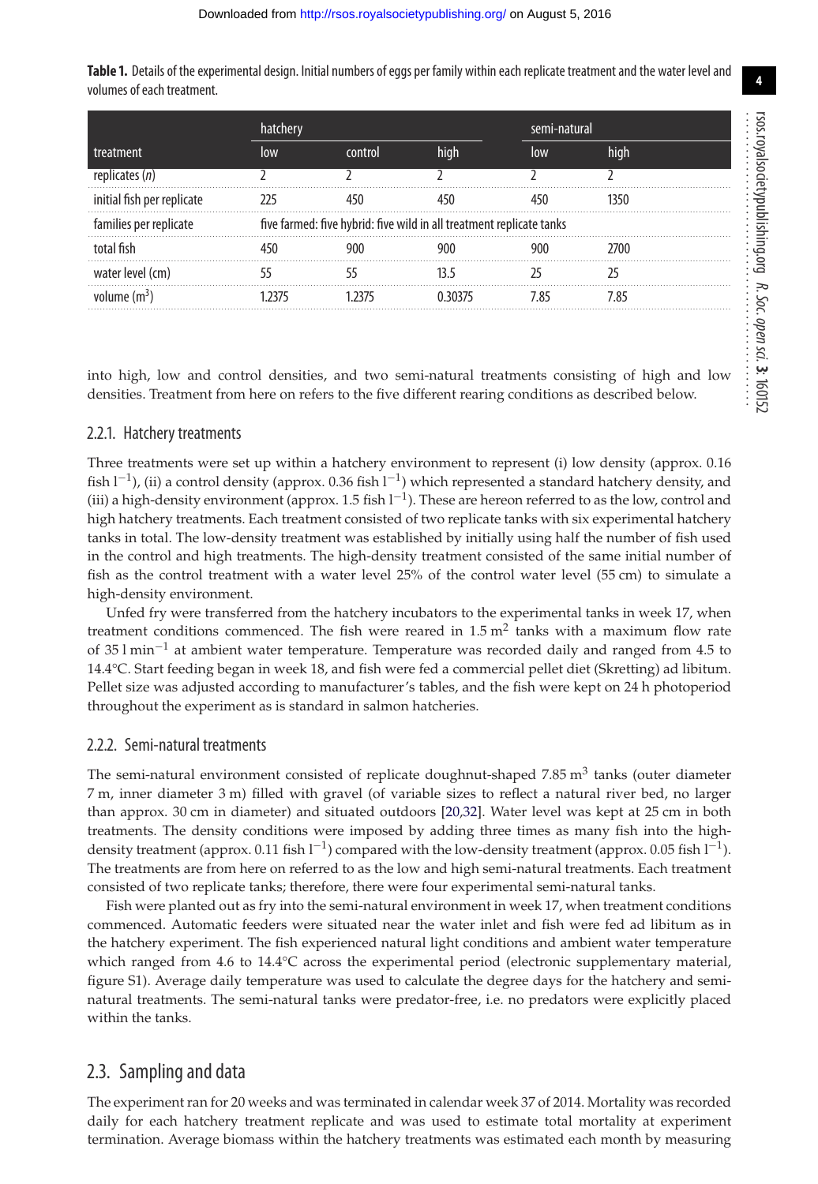**Table 1.** Details of the experimental design. Initial numbers of eggs per family within each replicate treatment and the water level and volumes of each treatment.

| | hatchery | | | semi-natural | |
|---|---|---|---|---|---|
| treatment | low | control | high | low | high |
| replicates ($n$) | 2 | 2 | 2 | 2 | 2 |
| initial fish per replicate | 225 | 450 | 450 | 450 | 1350 |
| families per replicate | five farmed: five hybrid: five wild in all treatment replicate tanks | | | | |
| total fish | 450 | 900 | 900 | 900 | 2700 |
| water level (cm) | 55 | 55 | 13.5 | 25 | 25 |
| volume (m$^3$) | 1.2375 | 1.2375 | 0.30375 | 7.85 | 7.85 |

into high, low and control densities, and two semi-natural treatments consisting of high and low densities. Treatment from here on refers to the five different rearing conditions as described below.

### 2.2.1. Hatchery treatments

Three treatments were set up within a hatchery environment to represent (i) low density (approx. 0.16 fish l$^{-1}$), (ii) a control density (approx. 0.36 fish l$^{-1}$) which represented a standard hatchery density, and (iii) a high-density environment (approx. 1.5 fish l$^{-1}$). These are hereon referred to as the low, control and high hatchery treatments. Each treatment consisted of two replicate tanks with six experimental hatchery tanks in total. The low-density treatment was established by initially using half the number of fish used in the control and high treatments. The high-density treatment consisted of the same initial number of fish as the control treatment with a water level 25% of the control water level (55 cm) to simulate a high-density environment.

Unfed fry were transferred from the hatchery incubators to the experimental tanks in week 17, when treatment conditions commenced. The fish were reared in 1.5 m$^2$ tanks with a maximum flow rate of 35 l min$^{-1}$ at ambient water temperature. Temperature was recorded daily and ranged from 4.5 to 14.4°C. Start feeding began in week 18, and fish were fed a commercial pellet diet (Skretting) ad libitum. Pellet size was adjusted according to manufacturer's tables, and the fish were kept on 24 h photoperiod throughout the experiment as is standard in salmon hatcheries.

### 2.2.2. Semi-natural treatments

The semi-natural environment consisted of replicate doughnut-shaped 7.85 m$^3$ tanks (outer diameter 7 m, inner diameter 3 m) filled with gravel (of variable sizes to reflect a natural river bed, no larger than approx. 30 cm in diameter) and situated outdoors [20,32]. Water level was kept at 25 cm in both treatments. The density conditions were imposed by adding three times as many fish into the high-density treatment (approx. 0.11 fish l$^{-1}$) compared with the low-density treatment (approx. 0.05 fish l$^{-1}$). The treatments are from here on referred to as the low and high semi-natural treatments. Each treatment consisted of two replicate tanks; therefore, there were four experimental semi-natural tanks.

Fish were planted out as fry into the semi-natural environment in week 17, when treatment conditions commenced. Automatic feeders were situated near the water inlet and fish were fed ad libitum as in the hatchery experiment. The fish experienced natural light conditions and ambient water temperature which ranged from 4.6 to 14.4°C across the experimental period (electronic supplementary material, figure S1). Average daily temperature was used to calculate the degree days for the hatchery and semi-natural treatments. The semi-natural tanks were predator-free, i.e. no predators were explicitly placed within the tanks.

## 2.3. Sampling and data

The experiment ran for 20 weeks and was terminated in calendar week 37 of 2014. Mortality was recorded daily for each hatchery treatment replicate and was used to estimate total mortality at experiment termination. Average biomass within the hatchery treatments was estimated each month by measuring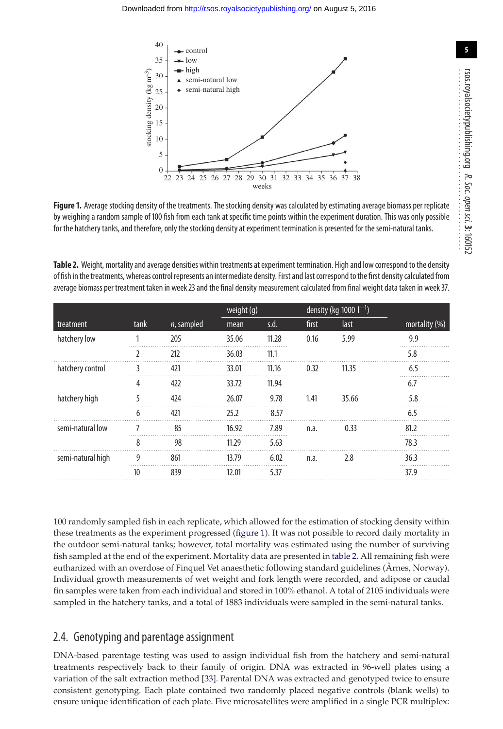**Figure 1.** Average stocking density of the treatments. The stocking density was calculated by estimating average biomass per replicate by weighing a random sample of 100 fish from each tank at specific time points within the experiment duration. This was only possible for the hatchery tanks, and therefore, only the stocking density at experiment termination is presented for the semi-natural tanks.

**Table 2.** Weight, mortality and average densities within treatments at experiment termination. High and low correspond to the density of fish in the treatments, whereas control represents an intermediate density. First and last correspond to the first density calculated from average biomass per treatment taken in week 23 and the final density measurement calculated from final weight data taken in week 37.

| | | | weight (g) | | density (kg 1000 l$^{-1}$) | | |
|---|---|---|---|---|---|---|---|
| treatment | tank | *n*, sampled | mean | s.d. | first | last | mortality (%) |
| hatchery low | 1 | 205 | 35.06 | 11.28 | 0.16 | 5.99 | 9.9 |
| | 2 | 212 | 36.03 | 11.1 | | | 5.8 |
| hatchery control | 3 | 421 | 33.01 | 11.16 | 0.32 | 11.35 | 6.5 |
| | 4 | 422 | 33.72 | 11.94 | | | 6.7 |
| hatchery high | 5 | 424 | 26.07 | 9.78 | 1.41 | 35.66 | 5.8 |
| | 6 | 421 | 25.2 | 8.57 | | | 6.5 |
| semi-natural low | 7 | 85 | 16.92 | 7.89 | n.a. | 0.33 | 81.2 |
| | 8 | 98 | 11.29 | 5.63 | | | 78.3 |
| semi-natural high | 9 | 861 | 13.79 | 6.02 | n.a. | 2.8 | 36.3 |
| | 10 | 839 | 12.01 | 5.37 | | | 37.9 |

100 randomly sampled fish in each replicate, which allowed for the estimation of stocking density within these treatments as the experiment progressed (figure 1). It was not possible to record daily mortality in the outdoor semi-natural tanks; however, total mortality was estimated using the number of surviving fish sampled at the end of the experiment. Mortality data are presented in table 2. All remaining fish were euthanized with an overdose of Finquel Vet anaesthetic following standard guidelines (Årnes, Norway). Individual growth measurements of wet weight and fork length were recorded, and adipose or caudal fin samples were taken from each individual and stored in 100% ethanol. A total of 2105 individuals were sampled in the hatchery tanks, and a total of 1883 individuals were sampled in the semi-natural tanks.

## 2.4. Genotyping and parentage assignment

DNA-based parentage testing was used to assign individual fish from the hatchery and semi-natural treatments respectively back to their family of origin. DNA was extracted in 96-well plates using a variation of the salt extraction method [33]. Parental DNA was extracted and genotyped twice to ensure consistent genotyping. Each plate contained two randomly placed negative controls (blank wells) to ensure unique identification of each plate. Five microsatellites were amplified in a single PCR multiplex: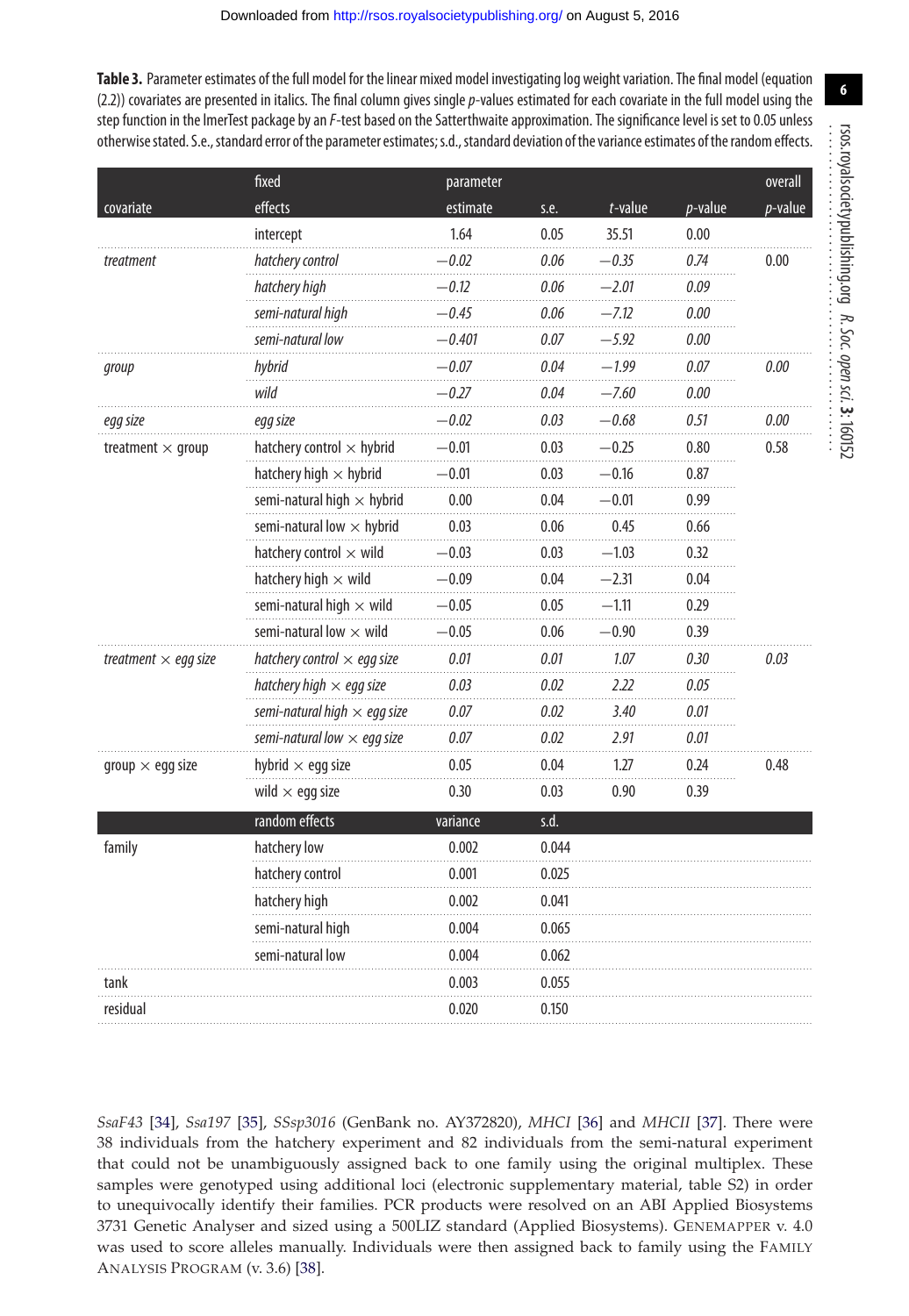**Table 3.** Parameter estimates of the full model for the linear mixed model investigating log weight variation. The final model (equation (2.2)) covariates are presented in italics. The final column gives single *p*-values estimated for each covariate in the full model using the step function in the lmerTest package by an *F*-test based on the Satterthwaite approximation. The significance level is set to 0.05 unless otherwise stated. S.e., standard error of the parameter estimates; s.d., standard deviation of the variance estimates of the random effects.

| covariate | fixed effects | parameter estimate | s.e. | *t*-value | *p*-value | overall *p*-value |
|---|---|---|---|---|---|---|
| | intercept | 1.64 | 0.05 | 35.51 | 0.00 | |
| *treatment* | *hatchery control* | *−0.02* | *0.06* | *−0.35* | *0.74* | 0.00 |
| | *hatchery high* | *−0.12* | *0.06* | *−2.01* | *0.09* | |
| | *semi-natural high* | *−0.45* | *0.06* | *−7.12* | *0.00* | |
| | *semi-natural low* | *−0.401* | *0.07* | *−5.92* | *0.00* | |
| *group* | *hybrid* | *−0.07* | *0.04* | *−1.99* | *0.07* | *0.00* |
| | *wild* | *−0.27* | *0.04* | *−7.60* | *0.00* | |
| *egg size* | *egg size* | *−0.02* | *0.03* | *−0.68* | *0.51* | *0.00* |
| treatment × group | hatchery control × hybrid | −0.01 | 0.03 | −0.25 | 0.80 | 0.58 |
| | hatchery high × hybrid | −0.01 | 0.03 | −0.16 | 0.87 | |
| | semi-natural high × hybrid | 0.00 | 0.04 | −0.01 | 0.99 | |
| | semi-natural low × hybrid | 0.03 | 0.06 | 0.45 | 0.66 | |
| | hatchery control × wild | −0.03 | 0.03 | −1.03 | 0.32 | |
| | hatchery high × wild | −0.09 | 0.04 | −2.31 | 0.04 | |
| | semi-natural high × wild | −0.05 | 0.05 | −1.11 | 0.29 | |
| | semi-natural low × wild | −0.05 | 0.06 | −0.90 | 0.39 | |
| *treatment × egg size* | *hatchery control × egg size* | *0.01* | *0.01* | *1.07* | *0.30* | *0.03* |
| | *hatchery high × egg size* | *0.03* | *0.02* | *2.22* | *0.05* | |
| | *semi-natural high × egg size* | *0.07* | *0.02* | *3.40* | *0.01* | |
| | *semi-natural low × egg size* | *0.07* | *0.02* | *2.91* | *0.01* | |
| group × egg size | hybrid × egg size | 0.05 | 0.04 | 1.27 | 0.24 | 0.48 |
| | wild × egg size | 0.30 | 0.03 | 0.90 | 0.39 | |
| | **random effects** | **variance** | **s.d.** | | | |
| family | hatchery low | 0.002 | 0.044 | | | |
| | hatchery control | 0.001 | 0.025 | | | |
| | hatchery high | 0.002 | 0.041 | | | |
| | semi-natural high | 0.004 | 0.065 | | | |
| | semi-natural low | 0.004 | 0.062 | | | |
| tank | | 0.003 | 0.055 | | | |
| residual | | 0.020 | 0.150 | | | |

*SsaF43* [34], *Ssa197* [35], *SSsp3016* (GenBank no. AY372820), *MHCI* [36] and *MHCII* [37]. There were 38 individuals from the hatchery experiment and 82 individuals from the semi-natural experiment that could not be unambiguously assigned back to one family using the original multiplex. These samples were genotyped using additional loci (electronic supplementary material, table S2) in order to unequivocally identify their families. PCR products were resolved on an ABI Applied Biosystems 3731 Genetic Analyser and sized using a 500LIZ standard (Applied Biosystems). GeneMapper v. 4.0 was used to score alleles manually. Individuals were then assigned back to family using the Family Analysis Program (v. 3.6) [38].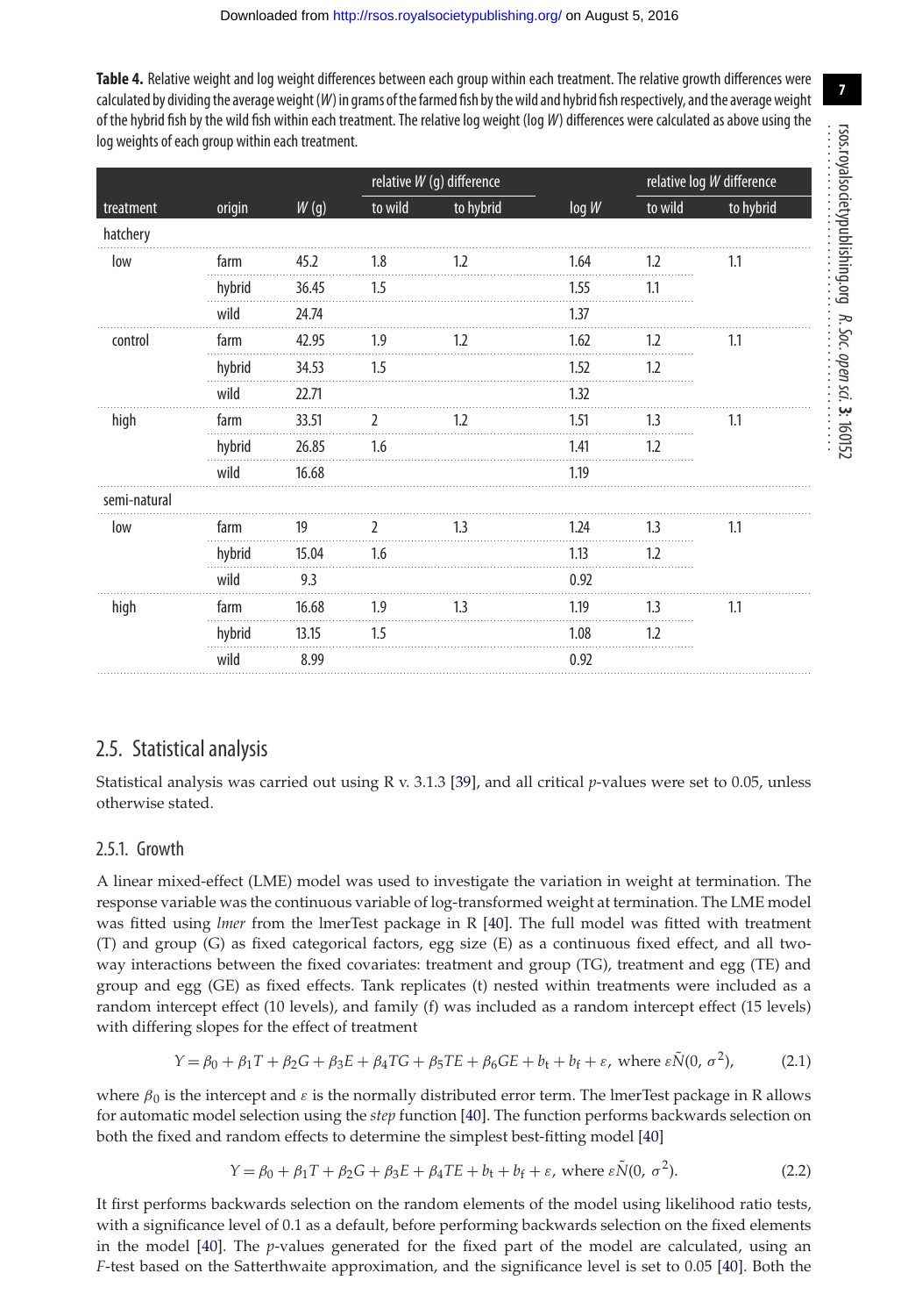**Table 4.** Relative weight and log weight differences between each group within each treatment. The relative growth differences were calculated by dividing the average weight ($W$) in grams of the farmed fish by the wild and hybrid fish respectively, and the average weight of the hybrid fish by the wild fish within each treatment. The relative log weight (log $W$) differences were calculated as above using the log weights of each group within each treatment.

| treatment | origin | $W$ (g) | relative $W$ (g) difference | | log $W$ | relative log $W$ difference | |
|---|---|---|---|---|---|---|---|
| | | | to wild | to hybrid | | to wild | to hybrid |
| hatchery | | | | | | | |
| low | farm | 45.2 | 1.8 | 1.2 | 1.64 | 1.2 | 1.1 |
| | hybrid | 36.45 | 1.5 | | 1.55 | 1.1 | |
| | wild | 24.74 | | | 1.37 | | |
| control | farm | 42.95 | 1.9 | 1.2 | 1.62 | 1.2 | 1.1 |
| | hybrid | 34.53 | 1.5 | | 1.52 | 1.2 | |
| | wild | 22.71 | | | 1.32 | | |
| high | farm | 33.51 | 2 | 1.2 | 1.51 | 1.3 | 1.1 |
| | hybrid | 26.85 | 1.6 | | 1.41 | 1.2 | |
| | wild | 16.68 | | | 1.19 | | |
| semi-natural | | | | | | | |
| low | farm | 19 | 2 | 1.3 | 1.24 | 1.3 | 1.1 |
| | hybrid | 15.04 | 1.6 | | 1.13 | 1.2 | |
| | wild | 9.3 | | | 0.92 | | |
| high | farm | 16.68 | 1.9 | 1.3 | 1.19 | 1.3 | 1.1 |
| | hybrid | 13.15 | 1.5 | | 1.08 | 1.2 | |
| | wild | 8.99 | | | 0.92 | | |

## 2.5. Statistical analysis

Statistical analysis was carried out using R v. 3.1.3 [39], and all critical $p$-values were set to 0.05, unless otherwise stated.

### 2.5.1. Growth

A linear mixed-effect (LME) model was used to investigate the variation in weight at termination. The response variable was the continuous variable of log-transformed weight at termination. The LME model was fitted using *lmer* from the lmerTest package in R [40]. The full model was fitted with treatment (T) and group (G) as fixed categorical factors, egg size (E) as a continuous fixed effect, and all two-way interactions between the fixed covariates: treatment and group (TG), treatment and egg (TE) and group and egg (GE) as fixed effects. Tank replicates (t) nested within treatments were included as a random intercept effect (10 levels), and family (f) was included as a random intercept effect (15 levels) with differing slopes for the effect of treatment

$$Y = \beta_0 + \beta_1 T + \beta_2 G + \beta_3 E + \beta_4 TG + \beta_5 TE + \beta_6 GE + b_t + b_f + \varepsilon,\ \text{where}\ \varepsilon \tilde{N}(0,\ \sigma^2), \tag{2.1}$$

where $\beta_0$ is the intercept and $\varepsilon$ is the normally distributed error term. The lmerTest package in R allows for automatic model selection using the *step* function [40]. The function performs backwards selection on both the fixed and random effects to determine the simplest best-fitting model [40]

$$Y = \beta_0 + \beta_1 T + \beta_2 G + \beta_3 E + \beta_4 TE + b_t + b_f + \varepsilon,\ \text{where}\ \varepsilon \tilde{N}(0,\ \sigma^2). \tag{2.2}$$

It first performs backwards selection on the random elements of the model using likelihood ratio tests, with a significance level of 0.1 as a default, before performing backwards selection on the fixed elements in the model [40]. The $p$-values generated for the fixed part of the model are calculated, using an $F$-test based on the Satterthwaite approximation, and the significance level is set to 0.05 [40]. Both the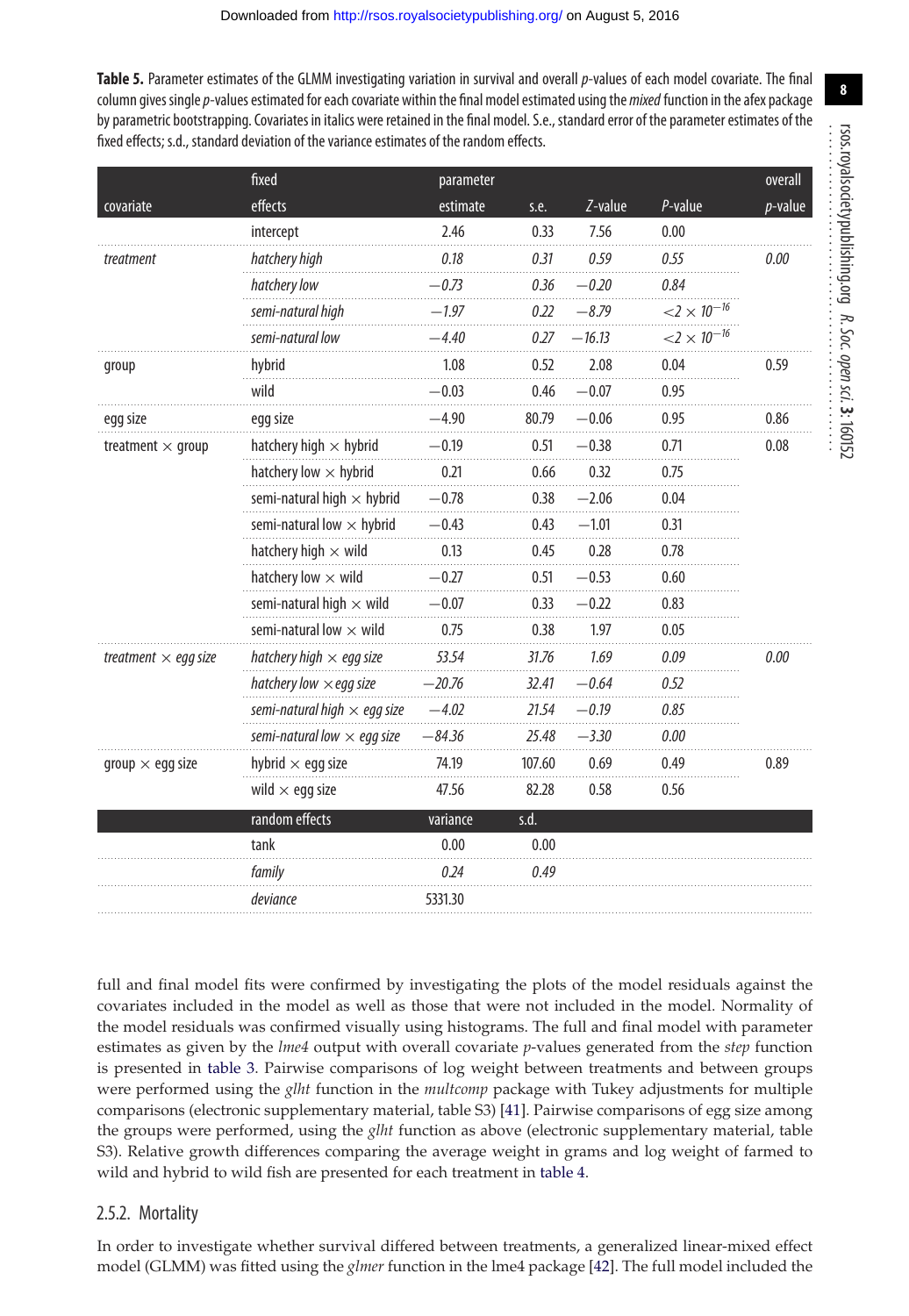**Table 5.** Parameter estimates of the GLMM investigating variation in survival and overall *p*-values of each model covariate. The final column gives single *p*-values estimated for each covariate within the final model estimated using the *mixed* function in the afex package by parametric bootstrapping. Covariates in italics were retained in the final model. S.e., standard error of the parameter estimates of the fixed effects; s.d., standard deviation of the variance estimates of the random effects.

| covariate | fixed effects | parameter estimate | s.e. | *Z*-value | *P*-value | overall *p*-value |
|---|---|---|---|---|---|---|
| | intercept | 2.46 | 0.33 | 7.56 | 0.00 | |
| *treatment* | *hatchery high* | *0.18* | *0.31* | *0.59* | *0.55* | *0.00* |
| | *hatchery low* | *−0.73* | *0.36* | *−0.20* | *0.84* | |
| | *semi-natural high* | *−1.97* | *0.22* | *−8.79* | *$<2 \times 10^{-16}$* | |
| | *semi-natural low* | *−4.40* | *0.27* | *−16.13* | *$<2 \times 10^{-16}$* | |
| group | hybrid | 1.08 | 0.52 | 2.08 | 0.04 | 0.59 |
| | wild | −0.03 | 0.46 | −0.07 | 0.95 | |
| egg size | egg size | −4.90 | 80.79 | −0.06 | 0.95 | 0.86 |
| treatment × group | hatchery high × hybrid | −0.19 | 0.51 | −0.38 | 0.71 | 0.08 |
| | hatchery low × hybrid | 0.21 | 0.66 | 0.32 | 0.75 | |
| | semi-natural high × hybrid | −0.78 | 0.38 | −2.06 | 0.04 | |
| | semi-natural low × hybrid | −0.43 | 0.43 | −1.01 | 0.31 | |
| | hatchery high × wild | 0.13 | 0.45 | 0.28 | 0.78 | |
| | hatchery low × wild | −0.27 | 0.51 | −0.53 | 0.60 | |
| | semi-natural high × wild | −0.07 | 0.33 | −0.22 | 0.83 | |
| | semi-natural low × wild | 0.75 | 0.38 | 1.97 | 0.05 | |
| *treatment × egg size* | *hatchery high × egg size* | *53.54* | *31.76* | *1.69* | *0.09* | *0.00* |
| | *hatchery low × egg size* | *−20.76* | *32.41* | *−0.64* | *0.52* | |
| | *semi-natural high × egg size* | *−4.02* | *21.54* | *−0.19* | *0.85* | |
| | *semi-natural low × egg size* | *−84.36* | *25.48* | *−3.30* | *0.00* | |
| group × egg size | hybrid × egg size | 74.19 | 107.60 | 0.69 | 0.49 | 0.89 |
| | wild × egg size | 47.56 | 82.28 | 0.58 | 0.56 | |
| | **random effects** | **variance** | **s.d.** | | | |
| | tank | 0.00 | 0.00 | | | |
| | *family* | *0.24* | *0.49* | | | |
| | *deviance* | 5331.30 | | | | |

full and final model fits were confirmed by investigating the plots of the model residuals against the covariates included in the model as well as those that were not included in the model. Normality of the model residuals was confirmed visually using histograms. The full and final model with parameter estimates as given by the *lme4* output with overall covariate *p*-values generated from the *step* function is presented in table 3. Pairwise comparisons of log weight between treatments and between groups were performed using the *glht* function in the *multcomp* package with Tukey adjustments for multiple comparisons (electronic supplementary material, table S3) [41]. Pairwise comparisons of egg size among the groups were performed, using the *glht* function as above (electronic supplementary material, table S3). Relative growth differences comparing the average weight in grams and log weight of farmed to wild and hybrid to wild fish are presented for each treatment in table 4.

### 2.5.2. Mortality

In order to investigate whether survival differed between treatments, a generalized linear-mixed effect model (GLMM) was fitted using the *glmer* function in the lme4 package [42]. The full model included the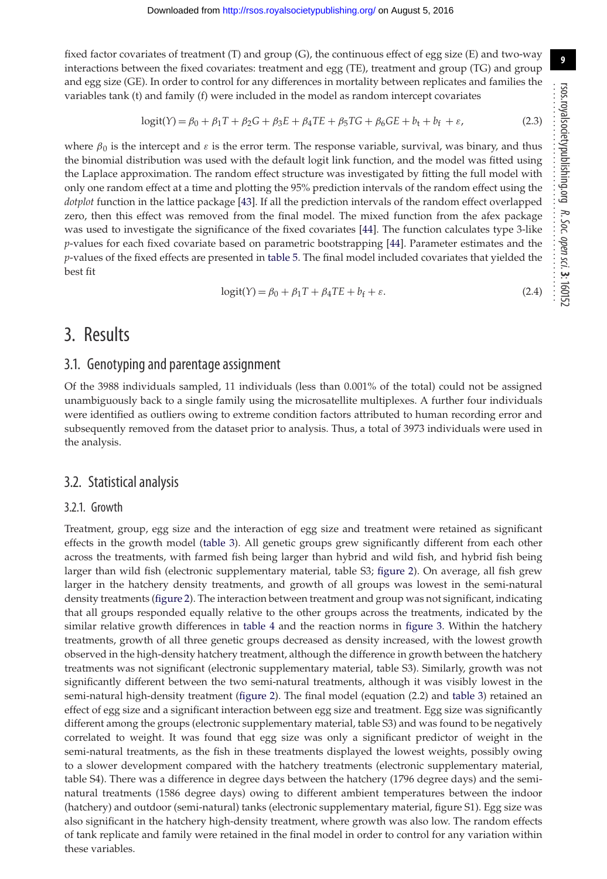fixed factor covariates of treatment (T) and group (G), the continuous effect of egg size (E) and two-way interactions between the fixed covariates: treatment and egg (TE), treatment and group (TG) and group and egg size (GE). In order to control for any differences in mortality between replicates and families the variables tank (t) and family (f) were included in the model as random intercept covariates

$$\text{logit}(Y) = \beta_0 + \beta_1 T + \beta_2 G + \beta_3 E + \beta_4 TE + \beta_5 TG + \beta_6 GE + b_t + b_f + \varepsilon, \tag{2.3}$$

where $\beta_0$ is the intercept and $\varepsilon$ is the error term. The response variable, survival, was binary, and thus the binomial distribution was used with the default logit link function, and the model was fitted using the Laplace approximation. The random effect structure was investigated by fitting the full model with only one random effect at a time and plotting the 95% prediction intervals of the random effect using the *dotplot* function in the lattice package [43]. If all the prediction intervals of the random effect overlapped zero, then this effect was removed from the final model. The mixed function from the afex package was used to investigate the significance of the fixed covariates [44]. The function calculates type 3-like *p*-values for each fixed covariate based on parametric bootstrapping [44]. Parameter estimates and the *p*-values of the fixed effects are presented in table 5. The final model included covariates that yielded the best fit

$$\text{logit}(Y) = \beta_0 + \beta_1 T + \beta_4 TE + b_f + \varepsilon. \tag{2.4}$$

# 3. Results

## 3.1. Genotyping and parentage assignment

Of the 3988 individuals sampled, 11 individuals (less than 0.001% of the total) could not be assigned unambiguously back to a single family using the microsatellite multiplexes. A further four individuals were identified as outliers owing to extreme condition factors attributed to human recording error and subsequently removed from the dataset prior to analysis. Thus, a total of 3973 individuals were used in the analysis.

## 3.2. Statistical analysis

### 3.2.1. Growth

Treatment, group, egg size and the interaction of egg size and treatment were retained as significant effects in the growth model (table 3). All genetic groups grew significantly different from each other across the treatments, with farmed fish being larger than hybrid and wild fish, and hybrid fish being larger than wild fish (electronic supplementary material, table S3; figure 2). On average, all fish grew larger in the hatchery density treatments, and growth of all groups was lowest in the semi-natural density treatments (figure 2). The interaction between treatment and group was not significant, indicating that all groups responded equally relative to the other groups across the treatments, indicated by the similar relative growth differences in table 4 and the reaction norms in figure 3. Within the hatchery treatments, growth of all three genetic groups decreased as density increased, with the lowest growth observed in the high-density hatchery treatment, although the difference in growth between the hatchery treatments was not significant (electronic supplementary material, table S3). Similarly, growth was not significantly different between the two semi-natural treatments, although it was visibly lowest in the semi-natural high-density treatment (figure 2). The final model (equation (2.2) and table 3) retained an effect of egg size and a significant interaction between egg size and treatment. Egg size was significantly different among the groups (electronic supplementary material, table S3) and was found to be negatively correlated to weight. It was found that egg size was only a significant predictor of weight in the semi-natural treatments, as the fish in these treatments displayed the lowest weights, possibly owing to a slower development compared with the hatchery treatments (electronic supplementary material, table S4). There was a difference in degree days between the hatchery (1796 degree days) and the semi-natural treatments (1586 degree days) owing to different ambient temperatures between the indoor (hatchery) and outdoor (semi-natural) tanks (electronic supplementary material, figure S1). Egg size was also significant in the hatchery high-density treatment, where growth was also low. The random effects of tank replicate and family were retained in the final model in order to control for any variation within these variables.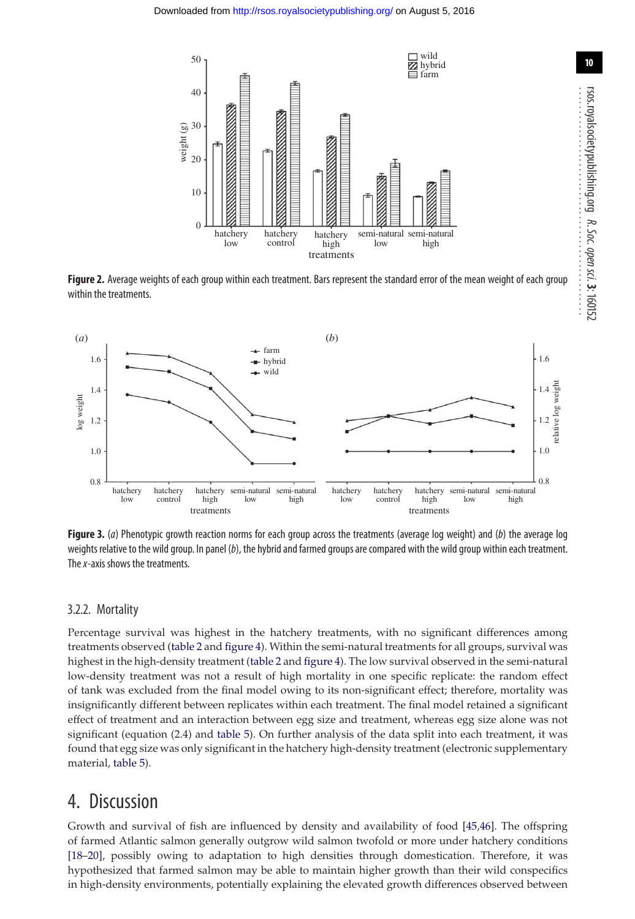**Figure 2.** Average weights of each group within each treatment. Bars represent the standard error of the mean weight of each group within the treatments.

**Figure 3.** (*a*) Phenotypic growth reaction norms for each group across the treatments (average log weight) and (*b*) the average log weights relative to the wild group. In panel (*b*), the hybrid and farmed groups are compared with the wild group within each treatment. The *x*-axis shows the treatments.

### 3.2.2. Mortality

Percentage survival was highest in the hatchery treatments, with no significant differences among treatments observed (table 2 and figure 4). Within the semi-natural treatments for all groups, survival was highest in the high-density treatment (table 2 and figure 4). The low survival observed in the semi-natural low-density treatment was not a result of high mortality in one specific replicate: the random effect of tank was excluded from the final model owing to its non-significant effect; therefore, mortality was insignificantly different between replicates within each treatment. The final model retained a significant effect of treatment and an interaction between egg size and treatment, whereas egg size alone was not significant (equation (2.4) and table 5). On further analysis of the data split into each treatment, it was found that egg size was only significant in the hatchery high-density treatment (electronic supplementary material, table 5).

# 4. Discussion

Growth and survival of fish are influenced by density and availability of food [45,46]. The offspring of farmed Atlantic salmon generally outgrow wild salmon twofold or more under hatchery conditions [18–20], possibly owing to adaptation to high densities through domestication. Therefore, it was hypothesized that farmed salmon may be able to maintain higher growth than their wild conspecifics in high-density environments, potentially explaining the elevated growth differences observed between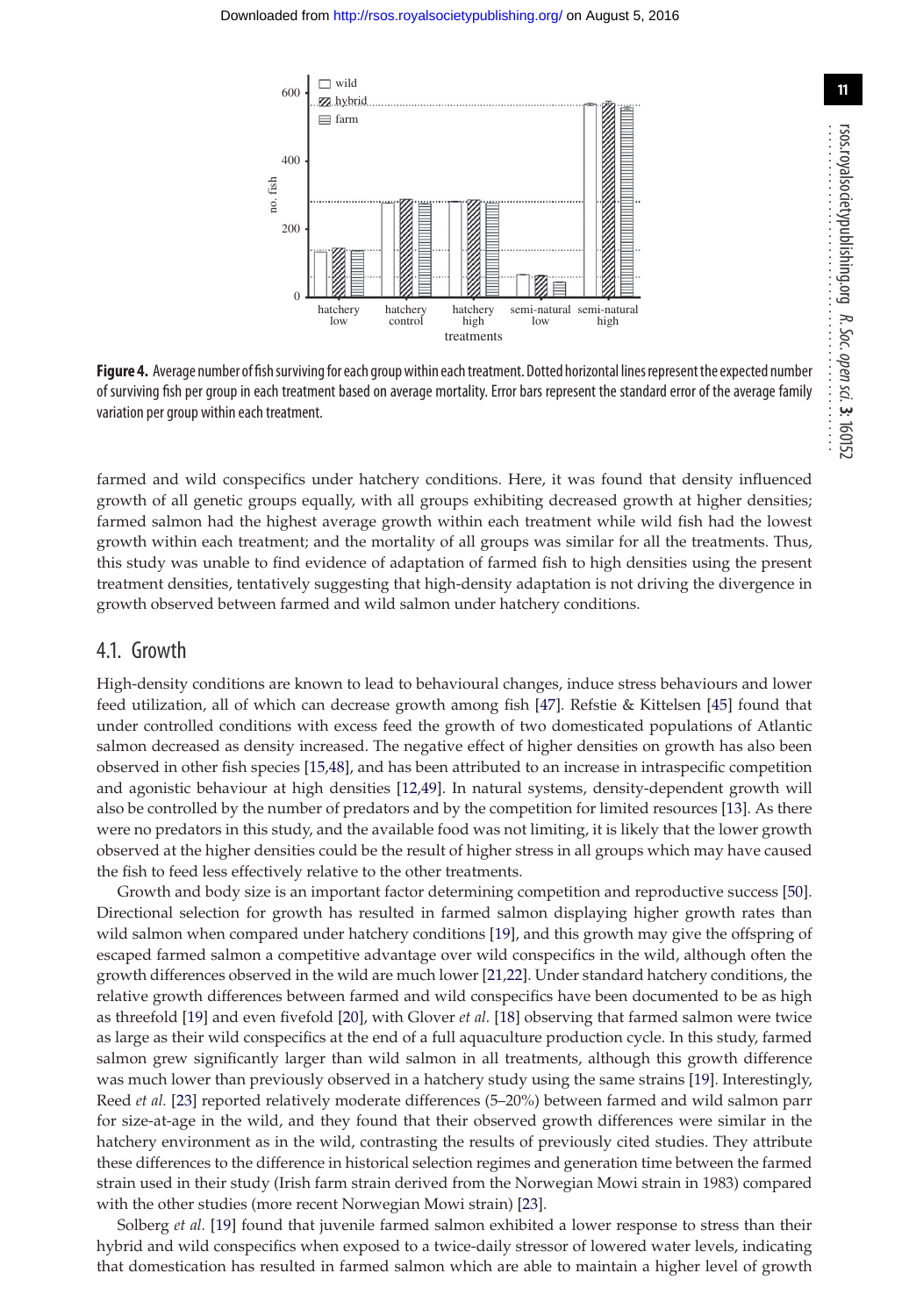**Figure 4.** Average number of fish surviving for each group within each treatment. Dotted horizontal lines represent the expected number of surviving fish per group in each treatment based on average mortality. Error bars represent the standard error of the average family variation per group within each treatment.

farmed and wild conspecifics under hatchery conditions. Here, it was found that density influenced growth of all genetic groups equally, with all groups exhibiting decreased growth at higher densities; farmed salmon had the highest average growth within each treatment while wild fish had the lowest growth within each treatment; and the mortality of all groups was similar for all the treatments. Thus, this study was unable to find evidence of adaptation of farmed fish to high densities using the present treatment densities, tentatively suggesting that high-density adaptation is not driving the divergence in growth observed between farmed and wild salmon under hatchery conditions.

## 4.1. Growth

High-density conditions are known to lead to behavioural changes, induce stress behaviours and lower feed utilization, all of which can decrease growth among fish [47]. Refstie & Kittelsen [45] found that under controlled conditions with excess feed the growth of two domesticated populations of Atlantic salmon decreased as density increased. The negative effect of higher densities on growth has also been observed in other fish species [15,48], and has been attributed to an increase in intraspecific competition and agonistic behaviour at high densities [12,49]. In natural systems, density-dependent growth will also be controlled by the number of predators and by the competition for limited resources [13]. As there were no predators in this study, and the available food was not limiting, it is likely that the lower growth observed at the higher densities could be the result of higher stress in all groups which may have caused the fish to feed less effectively relative to the other treatments.

Growth and body size is an important factor determining competition and reproductive success [50]. Directional selection for growth has resulted in farmed salmon displaying higher growth rates than wild salmon when compared under hatchery conditions [19], and this growth may give the offspring of escaped farmed salmon a competitive advantage over wild conspecifics in the wild, although often the growth differences observed in the wild are much lower [21,22]. Under standard hatchery conditions, the relative growth differences between farmed and wild conspecifics have been documented to be as high as threefold [19] and even fivefold [20], with Glover *et al.* [18] observing that farmed salmon were twice as large as their wild conspecifics at the end of a full aquaculture production cycle. In this study, farmed salmon grew significantly larger than wild salmon in all treatments, although this growth difference was much lower than previously observed in a hatchery study using the same strains [19]. Interestingly, Reed *et al.* [23] reported relatively moderate differences (5–20%) between farmed and wild salmon parr for size-at-age in the wild, and they found that their observed growth differences were similar in the hatchery environment as in the wild, contrasting the results of previously cited studies. They attribute these differences to the difference in historical selection regimes and generation time between the farmed strain used in their study (Irish farm strain derived from the Norwegian Mowi strain in 1983) compared with the other studies (more recent Norwegian Mowi strain) [23].

Solberg *et al.* [19] found that juvenile farmed salmon exhibited a lower response to stress than their hybrid and wild conspecifics when exposed to a twice-daily stressor of lowered water levels, indicating that domestication has resulted in farmed salmon which are able to maintain a higher level of growth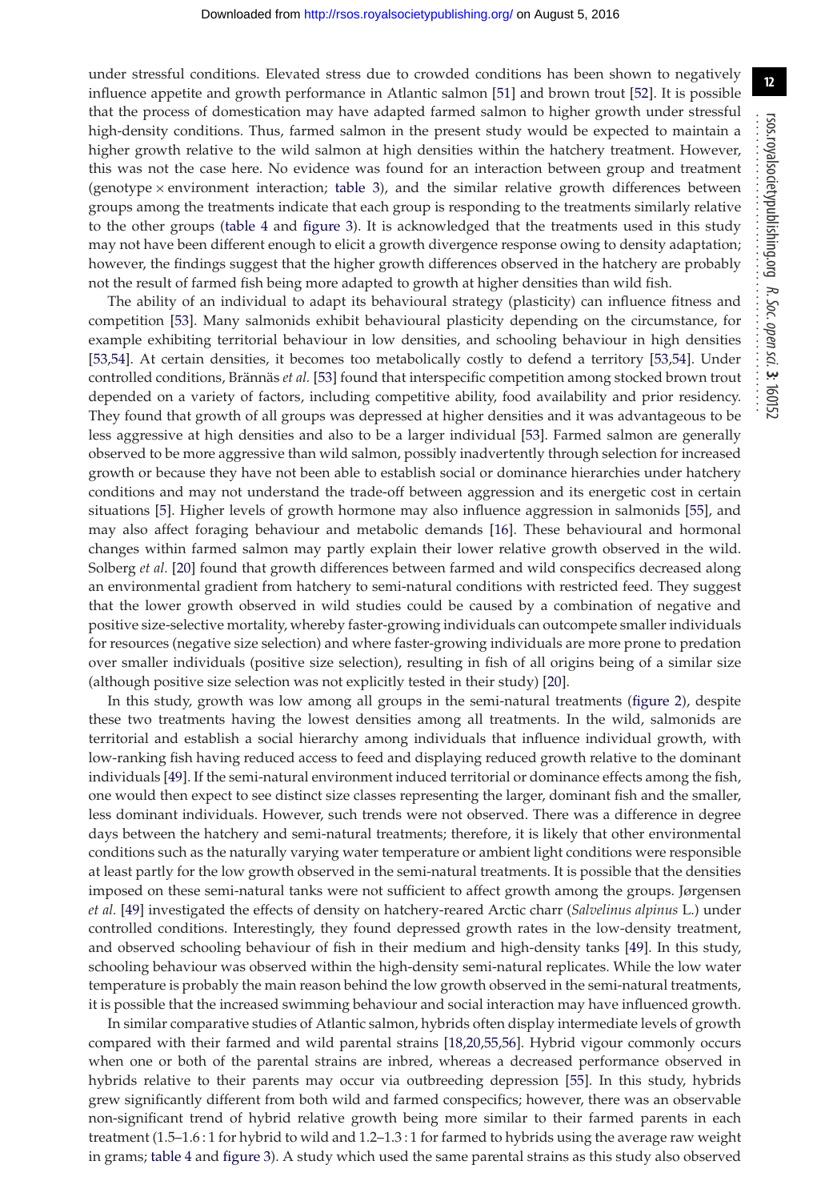under stressful conditions. Elevated stress due to crowded conditions has been shown to negatively influence appetite and growth performance in Atlantic salmon [51] and brown trout [52]. It is possible that the process of domestication may have adapted farmed salmon to higher growth under stressful high-density conditions. Thus, farmed salmon in the present study would be expected to maintain a higher growth relative to the wild salmon at high densities within the hatchery treatment. However, this was not the case here. No evidence was found for an interaction between group and treatment (genotype × environment interaction; table 3), and the similar relative growth differences between groups among the treatments indicate that each group is responding to the treatments similarly relative to the other groups (table 4 and figure 3). It is acknowledged that the treatments used in this study may not have been different enough to elicit a growth divergence response owing to density adaptation; however, the findings suggest that the higher growth differences observed in the hatchery are probably not the result of farmed fish being more adapted to growth at higher densities than wild fish.

The ability of an individual to adapt its behavioural strategy (plasticity) can influence fitness and competition [53]. Many salmonids exhibit behavioural plasticity depending on the circumstance, for example exhibiting territorial behaviour in low densities, and schooling behaviour in high densities [53,54]. At certain densities, it becomes too metabolically costly to defend a territory [53,54]. Under controlled conditions, Brännäs *et al.* [53] found that interspecific competition among stocked brown trout depended on a variety of factors, including competitive ability, food availability and prior residency. They found that growth of all groups was depressed at higher densities and it was advantageous to be less aggressive at high densities and also to be a larger individual [53]. Farmed salmon are generally observed to be more aggressive than wild salmon, possibly inadvertently through selection for increased growth or because they have not been able to establish social or dominance hierarchies under hatchery conditions and may not understand the trade-off between aggression and its energetic cost in certain situations [5]. Higher levels of growth hormone may also influence aggression in salmonids [55], and may also affect foraging behaviour and metabolic demands [16]. These behavioural and hormonal changes within farmed salmon may partly explain their lower relative growth observed in the wild. Solberg *et al.* [20] found that growth differences between farmed and wild conspecifics decreased along an environmental gradient from hatchery to semi-natural conditions with restricted feed. They suggest that the lower growth observed in wild studies could be caused by a combination of negative and positive size-selective mortality, whereby faster-growing individuals can outcompete smaller individuals for resources (negative size selection) and where faster-growing individuals are more prone to predation over smaller individuals (positive size selection), resulting in fish of all origins being of a similar size (although positive size selection was not explicitly tested in their study) [20].

In this study, growth was low among all groups in the semi-natural treatments (figure 2), despite these two treatments having the lowest densities among all treatments. In the wild, salmonids are territorial and establish a social hierarchy among individuals that influence individual growth, with low-ranking fish having reduced access to feed and displaying reduced growth relative to the dominant individuals [49]. If the semi-natural environment induced territorial or dominance effects among the fish, one would then expect to see distinct size classes representing the larger, dominant fish and the smaller, less dominant individuals. However, such trends were not observed. There was a difference in degree days between the hatchery and semi-natural treatments; therefore, it is likely that other environmental conditions such as the naturally varying water temperature or ambient light conditions were responsible at least partly for the low growth observed in the semi-natural treatments. It is possible that the densities imposed on these semi-natural tanks were not sufficient to affect growth among the groups. Jørgensen *et al.* [49] investigated the effects of density on hatchery-reared Arctic charr (*Salvelinus alpinus* L.) under controlled conditions. Interestingly, they found depressed growth rates in the low-density treatment, and observed schooling behaviour of fish in their medium and high-density tanks [49]. In this study, schooling behaviour was observed within the high-density semi-natural replicates. While the low water temperature is probably the main reason behind the low growth observed in the semi-natural treatments, it is possible that the increased swimming behaviour and social interaction may have influenced growth.

In similar comparative studies of Atlantic salmon, hybrids often display intermediate levels of growth compared with their farmed and wild parental strains [18,20,55,56]. Hybrid vigour commonly occurs when one or both of the parental strains are inbred, whereas a decreased performance observed in hybrids relative to their parents may occur via outbreeding depression [55]. In this study, hybrids grew significantly different from both wild and farmed conspecifics; however, there was an observable non-significant trend of hybrid relative growth being more similar to their farmed parents in each treatment (1.5–1.6 : 1 for hybrid to wild and 1.2–1.3 : 1 for farmed to hybrids using the average raw weight in grams; table 4 and figure 3). A study which used the same parental strains as this study also observed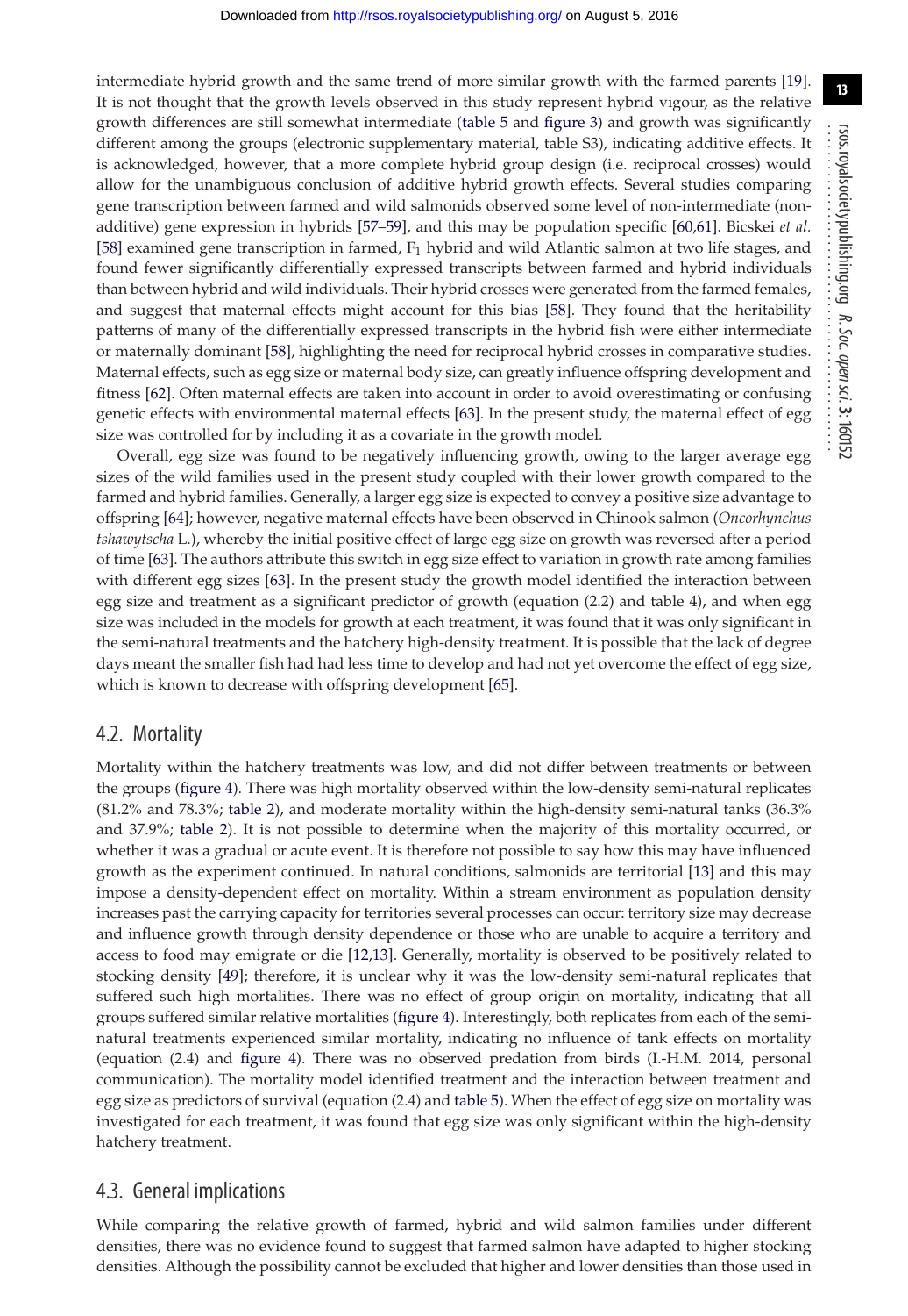intermediate hybrid growth and the same trend of more similar growth with the farmed parents [19]. It is not thought that the growth levels observed in this study represent hybrid vigour, as the relative growth differences are still somewhat intermediate (table 5 and figure 3) and growth was significantly different among the groups (electronic supplementary material, table S3), indicating additive effects. It is acknowledged, however, that a more complete hybrid group design (i.e. reciprocal crosses) would allow for the unambiguous conclusion of additive hybrid growth effects. Several studies comparing gene transcription between farmed and wild salmonids observed some level of non-intermediate (non-additive) gene expression in hybrids [57–59], and this may be population specific [60,61]. Bicskei *et al.* [58] examined gene transcription in farmed, $F_1$ hybrid and wild Atlantic salmon at two life stages, and found fewer significantly differentially expressed transcripts between farmed and hybrid individuals than between hybrid and wild individuals. Their hybrid crosses were generated from the farmed females, and suggest that maternal effects might account for this bias [58]. They found that the heritability patterns of many of the differentially expressed transcripts in the hybrid fish were either intermediate or maternally dominant [58], highlighting the need for reciprocal hybrid crosses in comparative studies. Maternal effects, such as egg size or maternal body size, can greatly influence offspring development and fitness [62]. Often maternal effects are taken into account in order to avoid overestimating or confusing genetic effects with environmental maternal effects [63]. In the present study, the maternal effect of egg size was controlled for by including it as a covariate in the growth model.

Overall, egg size was found to be negatively influencing growth, owing to the larger average egg sizes of the wild families used in the present study coupled with their lower growth compared to the farmed and hybrid families. Generally, a larger egg size is expected to convey a positive size advantage to offspring [64]; however, negative maternal effects have been observed in Chinook salmon (*Oncorhynchus tshawytscha* L.), whereby the initial positive effect of large egg size on growth was reversed after a period of time [63]. The authors attribute this switch in egg size effect to variation in growth rate among families with different egg sizes [63]. In the present study the growth model identified the interaction between egg size and treatment as a significant predictor of growth (equation (2.2) and table 4), and when egg size was included in the models for growth at each treatment, it was found that it was only significant in the semi-natural treatments and the hatchery high-density treatment. It is possible that the lack of degree days meant the smaller fish had had less time to develop and had not yet overcome the effect of egg size, which is known to decrease with offspring development [65].

## 4.2. Mortality

Mortality within the hatchery treatments was low, and did not differ between treatments or between the groups (figure 4). There was high mortality observed within the low-density semi-natural replicates (81.2% and 78.3%; table 2), and moderate mortality within the high-density semi-natural tanks (36.3% and 37.9%; table 2). It is not possible to determine when the majority of this mortality occurred, or whether it was a gradual or acute event. It is therefore not possible to say how this may have influenced growth as the experiment continued. In natural conditions, salmonids are territorial [13] and this may impose a density-dependent effect on mortality. Within a stream environment as population density increases past the carrying capacity for territories several processes can occur: territory size may decrease and influence growth through density dependence or those who are unable to acquire a territory and access to food may emigrate or die [12,13]. Generally, mortality is observed to be positively related to stocking density [49]; therefore, it is unclear why it was the low-density semi-natural replicates that suffered such high mortalities. There was no effect of group origin on mortality, indicating that all groups suffered similar relative mortalities (figure 4). Interestingly, both replicates from each of the semi-natural treatments experienced similar mortality, indicating no influence of tank effects on mortality (equation (2.4) and figure 4). There was no observed predation from birds (I.-H.M. 2014, personal communication). The mortality model identified treatment and the interaction between treatment and egg size as predictors of survival (equation (2.4) and table 5). When the effect of egg size on mortality was investigated for each treatment, it was found that egg size was only significant within the high-density hatchery treatment.

## 4.3. General implications

While comparing the relative growth of farmed, hybrid and wild salmon families under different densities, there was no evidence found to suggest that farmed salmon have adapted to higher stocking densities. Although the possibility cannot be excluded that higher and lower densities than those used in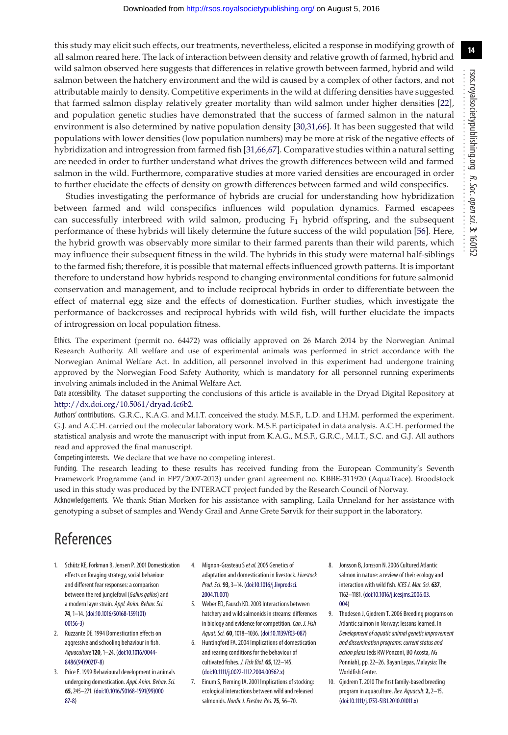this study may elicit such effects, our treatments, nevertheless, elicited a response in modifying growth of all salmon reared here. The lack of interaction between density and relative growth of farmed, hybrid and wild salmon observed here suggests that differences in relative growth between farmed, hybrid and wild salmon between the hatchery environment and the wild is caused by a complex of other factors, and not attributable mainly to density. Competitive experiments in the wild at differing densities have suggested that farmed salmon display relatively greater mortality than wild salmon under higher densities [22], and population genetic studies have demonstrated that the success of farmed salmon in the natural environment is also determined by native population density [30,31,66]. It has been suggested that wild populations with lower densities (low population numbers) may be more at risk of the negative effects of hybridization and introgression from farmed fish [31,66,67]. Comparative studies within a natural setting are needed in order to further understand what drives the growth differences between wild and farmed salmon in the wild. Furthermore, comparative studies at more varied densities are encouraged in order to further elucidate the effects of density on growth differences between farmed and wild conspecifics.

Studies investigating the performance of hybrids are crucial for understanding how hybridization between farmed and wild conspecifics influences wild population dynamics. Farmed escapees can successfully interbreed with wild salmon, producing $F_1$ hybrid offspring, and the subsequent performance of these hybrids will likely determine the future success of the wild population [56]. Here, the hybrid growth was observably more similar to their farmed parents than their wild parents, which may influence their subsequent fitness in the wild. The hybrids in this study were maternal half-siblings to the farmed fish; therefore, it is possible that maternal effects influenced growth patterns. It is important therefore to understand how hybrids respond to changing environmental conditions for future salmonid conservation and management, and to include reciprocal hybrids in order to differentiate between the effect of maternal egg size and the effects of domestication. Further studies, which investigate the performance of backcrosses and reciprocal hybrids with wild fish, will further elucidate the impacts of introgression on local population fitness.

Ethics. The experiment (permit no. 64472) was officially approved on 26 March 2014 by the Norwegian Animal Research Authority. All welfare and use of experimental animals was performed in strict accordance with the Norwegian Animal Welfare Act. In addition, all personnel involved in this experiment had undergone training approved by the Norwegian Food Safety Authority, which is mandatory for all personnel running experiments involving animals included in the Animal Welfare Act.

Data accessibility. The dataset supporting the conclusions of this article is available in the Dryad Digital Repository at http://dx.doi.org/10.5061/dryad.4c6b2.

Authors' contributions. G.R.C., K.A.G. and M.I.T. conceived the study. M.S.F., L.D. and I.H.M. performed the experiment. G.J. and A.C.H. carried out the molecular laboratory work. M.S.F. participated in data analysis. A.C.H. performed the statistical analysis and wrote the manuscript with input from K.A.G., M.S.F., G.R.C., M.I.T., S.C. and G.J. All authors read and approved the final manuscript.

Competing interests. We declare that we have no competing interest.

Funding. The research leading to these results has received funding from the European Community's Seventh Framework Programme (and in FP7/2007-2013) under grant agreement no. KBBE-311920 (AquaTrace). Broodstock used in this study was produced by the INTERACT project funded by the Research Council of Norway.

Acknowledgements. We thank Stian Morken for his assistance with sampling, Laila Unneland for her assistance with genotyping a subset of samples and Wendy Grail and Anne Grete Sørvik for their support in the laboratory.

# References

1. Schütz KE, Forkman B, Jensen P. 2001 Domestication effects on foraging strategy, social behaviour and different fear responses: a comparison between the red junglefowl (*Gallus gallus*) and a modern layer strain. *Appl. Anim. Behav. Sci.* **74**, 1–14. (doi:10.1016/S0168-1591(01)00156-3)
2. Ruzzante DE. 1994 Domestication effects on aggressive and schooling behaviour in fish. *Aquaculture* **120**, 1–24. (doi:10.1016/0044-8486(94)90217-8)
3. Price E. 1999 Behavioural development in animals undergoing domestication. *Appl. Anim. Behav. Sci.* **65**, 245–271. (doi:10.1016/S0168-1591(99)00087-8)
4. Mignon-Grasteau S *et al.* 2005 Genetics of adaptation and domestication in livestock. *Livestock Prod. Sci.* **93**, 3–14. (doi:10.1016/j.livprodsci.2004.11.001)
5. Weber ED, Fausch KD. 2003 Interactions between hatchery and wild salmonids in streams: differences in biology and evidence for competition. *Can. J. Fish Aquat. Sci.* **60**, 1018–1036. (doi:10.1139/f03-087)
6. Huntingford FA. 2004 Implications of domestication and rearing conditions for the behaviour of cultivated fishes. *J. Fish Biol.* **65**, 122–145. (doi:10.1111/j.0022-1112.2004.00562.x)
7. Einum S, Fleming IA. 2001 Implications of stocking: ecological interactions between wild and released salmonids. *Nordic J. Freshw. Res.* **75**, 56–70.
8. Jonsson B, Jonsson N. 2006 Cultured Atlantic salmon in nature: a review of their ecology and interaction with wild fish. *ICES J. Mar. Sci.* **637**, 1162–1181. (doi:10.1016/j.icesjms.2006.03.004)
9. Thodesen J, Gjedrem T. 2006 Breeding programs on Atlantic salmon in Norway: lessons learned. In *Development of aquatic animal genetic improvement and dissemination programs: current status and action plans* (eds RW Ponzoni, BO Acosta, AG Ponniah), pp. 22–26. Bayan Lepas, Malaysia: The Worldfish Center.
10. Gjedrem T. 2010 The first family-based breeding program in aquaculture. *Rev. Aquacult.* **2**, 2–15. (doi:10.1111/j.1753-5131.2010.01011.x)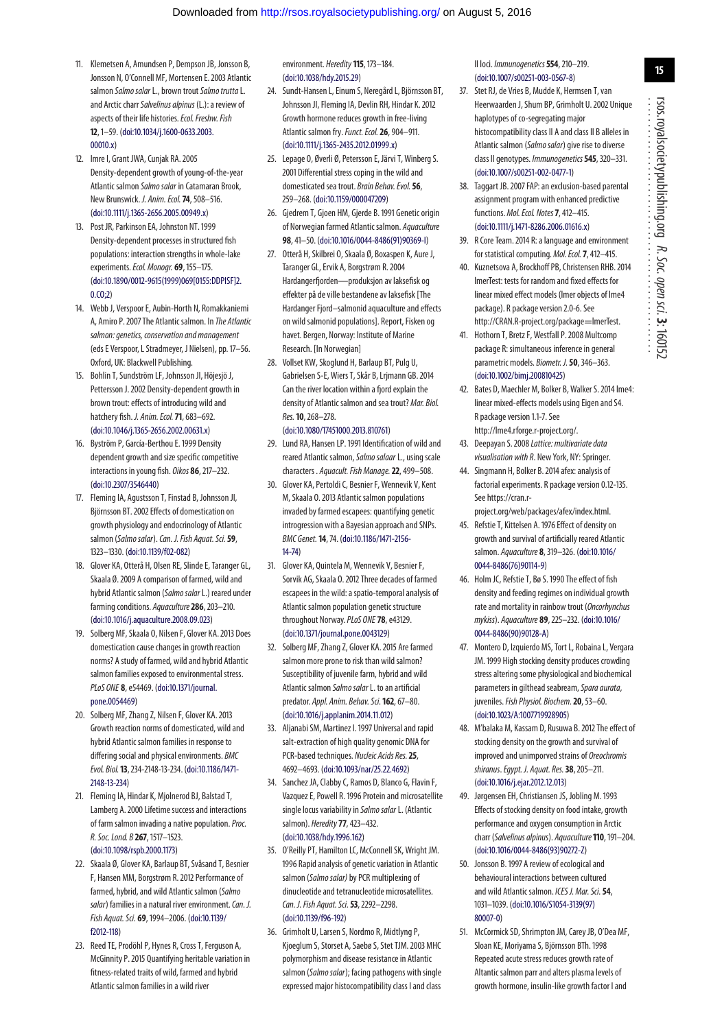11. Klemetsen A, Amundsen P, Dempson JB, Jonsson B, Jonsson N, O'Connell MF, Mortensen E. 2003 Atlantic salmon *Salmo salar* L., brown trout *Salmo trutta* L. and Arctic charr *Salvelinus alpinus* (L.): a review of aspects of their life histories. *Ecol. Freshw. Fish* **12**, 1–59. (doi:10.1034/j.1600-0633.2003.00010.x)
12. Imre I, Grant JWA, Cunjak RA. 2005 Density-dependent growth of young-of-the-year Atlantic salmon *Salmo salar* in Catamaran Brook, New Brunswick. *J. Anim. Ecol.* **74**, 508–516. (doi:10.1111/j.1365-2656.2005.00949.x)
13. Post JR, Parkinson EA, Johnston NT. 1999 Density-dependent processes in structured fish populations: interaction strengths in whole-lake experiments. *Ecol. Monogr.* **69**, 155–175. (doi:10.1890/0012-9615(1999)069[0155:DDPISF]2.0.CO;2)
14. Webb J, Verspoor E, Aubin-Horth N, Romakkaniemi A, Amiro P. 2007 The Atlantic salmon. In *The Atlantic salmon: genetics, conservation and management* (eds E Verspoor, L Stradmeyer, J Nielsen), pp. 17–56. Oxford, UK: Blackwell Publishing.
15. Bohlin T, Sundström LF, Johnsson JI, Höjesjö J, Pettersson J. 2002 Density-dependent growth in brown trout: effects of introducing wild and hatchery fish. *J. Anim. Ecol.* **71**, 683–692. (doi:10.1046/j.1365-2656.2002.00631.x)
16. Byström P, García-Berthou E. 1999 Density dependent growth and size specific competitive interactions in young fish. *Oikos* **86**, 217–232. (doi:10.2307/3546440)
17. Fleming IA, Agustsson T, Finstad B, Johnsson JI, Björnsson BT. 2002 Effects of domestication on growth physiology and endocrinology of Atlantic salmon (*Salmo salar*). *Can. J. Fish Aquat. Sci.* **59**, 1323–1330. (doi:10.1139/f02-082)
18. Glover KA, Otterå H, Olsen RE, Slinde E, Taranger GL, Skaala Ø. 2009 A comparison of farmed, wild and hybrid Atlantic salmon (*Salmo salar* L.) reared under farming conditions. *Aquaculture* **286**, 203–210. (doi:10.1016/j.aquaculture.2008.09.023)
19. Solberg MF, Skaala O, Nilsen F, Glover KA. 2013 Does domestication cause changes in growth reaction norms? A study of farmed, wild and hybrid Atlantic salmon families exposed to environmental stress. *PLoS ONE* **8**, e54469. (doi:10.1371/journal.pone.0054469)
20. Solberg MF, Zhang Z, Nilsen F, Glover KA. 2013 Growth reaction norms of domesticated, wild and hybrid Atlantic salmon families in response to differing social and physical environments. *BMC Evol. Biol.* **13**, 234-2148-13-234. (doi:10.1186/1471-2148-13-234)
21. Fleming IA, Hindar K, Mjolnerod BJ, Balstad T, Lamberg A. 2000 Lifetime success and interactions of farm salmon invading a native population. *Proc. R. Soc. Lond. B* **267**, 1517–1523. (doi:10.1098/rspb.2000.1173)
22. Skaala Ø, Glover KA, Barlaup BT, Svåsand T, Besnier F, Hansen MM, Borgstrøm R. 2012 Performance of farmed, hybrid, and wild Atlantic salmon (*Salmo salar*) families in a natural river environment. *Can. J. Fish Aquat. Sci.* **69**, 1994–2006. (doi:10.1139/f2012-118)
23. Reed TE, Prodöhl P, Hynes R, Cross T, Ferguson A, McGinnity P. 2015 Quantifying heritable variation in fitness-related traits of wild, farmed and hybrid Atlantic salmon families in a wild river environment. *Heredity* **115**, 173–184. (doi:10.1038/hdy.2015.29)
24. Sundt-Hansen L, Einum S, Neregård L, Björnsson BT, Johnsson JI, Fleming IA, Devlin RH, Hindar K. 2012 Growth hormone reduces growth in free-living Atlantic salmon fry. *Funct. Ecol.* **26**, 904–911. (doi:10.1111/j.1365-2435.2012.01999.x)
25. Lepage O, Øverli Ø, Petersson E, Järvi T, Winberg S. 2001 Differential stress coping in the wild and domesticated sea trout. *Brain Behav. Evol.* **56**, 259–268. (doi:10.1159/000047209)
26. Gjedrem T, Gjoen HM, Gjerde B. 1991 Genetic origin of Norwegian farmed Atlantic salmon. *Aquaculture* **98**, 41–50. (doi:10.1016/0044-8486(91)90369-I)
27. Otterå H, Skilbrei O, Skaala Ø, Boxaspen K, Aure J, Taranger GL, Ervik A, Borgstrøm R. 2004 Hardangerfjorden—produksjon av laksefisk og effekter på de ville bestandene av laksefisk [The Hardanger Fjord–salmonid aquaculture and effects on wild salmonid populations]. Report, Fisken og havet. Bergen, Norway: Institute of Marine Research. [In Norwegian]
28. Vollset KW, Skoglund H, Barlaup BT, Pulg U, Gabrielsen S-E, Wiers T, Skår B, Lrjmann GB. 2014 Can the river location within a fjord explain the density of Atlantic salmon and sea trout? *Mar. Biol. Res.* **10**, 268–278. (doi:10.1080/17451000.2013.810761)
29. Lund RA, Hansen LP. 1991 Identification of wild and reared Atlantic salmon, *Salmo salaar* L., using scale characters . *Aquacult. Fish Manage.* **22**, 499–508.
30. Glover KA, Pertoldi C, Besnier F, Wennevik V, Kent M, Skaala O. 2013 Atlantic salmon populations invaded by farmed escapees: quantifying genetic introgression with a Bayesian approach and SNPs. *BMC Genet.* **14**, 74. (doi:10.1186/1471-2156-14-74)
31. Glover KA, Quintela M, Wennevik V, Besnier F, Sorvik AG, Skaala O. 2012 Three decades of farmed escapees in the wild: a spatio-temporal analysis of Atlantic salmon population genetic structure throughout Norway. *PLoS ONE* **78**, e43129. (doi:10.1371/journal.pone.0043129)
32. Solberg MF, Zhang Z, Glover KA. 2015 Are farmed salmon more prone to risk than wild salmon? Susceptibility of juvenile farm, hybrid and wild Atlantic salmon *Salmo salar* L. to an artificial predator. *Appl. Anim. Behav. Sci.* **162**, 67–80. (doi:10.1016/j.applanim.2014.11.012)
33. Aljanabi SM, Martinez I. 1997 Universal and rapid salt-extraction of high quality genomic DNA for PCR-based techniques. *Nucleic Acids Res.* **25**, 4692–4693. (doi:10.1093/nar/25.22.4692)
34. Sanchez JA, Clabby C, Ramos D, Blanco G, Flavin F, Vazquez E, Powell R. 1996 Protein and microsatellite single locus variability in *Salmo salar* L. (Atlantic salmon). *Heredity* **77**, 423–432. (doi:10.1038/hdy.1996.162)
35. O'Reilly PT, Hamilton LC, McConnell SK, Wright JM. 1996 Rapid analysis of genetic variation in Atlantic salmon (*Salmo salar*) by PCR multiplexing of dinucleotide and tetranucleotide microsatellites. *Can. J. Fish Aquat. Sci.* **53**, 2292–2298. (doi:10.1139/f96-192)
36. Grimholt U, Larsen S, Nordmo R, Midtlyng P, Kjoeglum S, Storset A, Saebø S, Stet TJM. 2003 MHC polymorphism and disease resistance in Atlantic salmon (*Salmo salar*); facing pathogens with single expressed major histocompatibility class I and class II loci. *Immunogenetics* **554**, 210–219. (doi:10.1007/s00251-003-0567-8)
37. Stet RJ, de Vries B, Mudde K, Hermsen T, van Heerwaarden J, Shum BP, Grimholt U. 2002 Unique haplotypes of co-segregating major histocompatibility class II A and class II B alleles in Atlantic salmon (*Salmo salar*) give rise to diverse class II genotypes. *Immunogenetics* **545**, 320–331. (doi:10.1007/s00251-002-0477-1)
38. Taggart JB. 2007 FAP: an exclusion-based parental assignment program with enhanced predictive functions. *Mol. Ecol. Notes* **7**, 412–415. (doi:10.1111/j.1471-8286.2006.01616.x)
39. R Core Team. 2014 R: a language and environment for statistical computing. *Mol. Ecol.* **7**, 412–415.
40. Kuznetsova A, Brockhoff PB, Christensen RHB. 2014 lmerTest: tests for random and fixed effects for linear mixed effect models (lmer objects of lme4 package). R package version 2.0-6. See http://CRAN.R-project.org/package=lmerTest.
41. Hothorn T, Bretz F, Westfall P. 2008 Multcomp package R: simultaneous inference in general parametric models. *Biomet. J.* **50**, 346–363. (doi:10.1002/bimj.200810425)
42. Bates D, Maechler M, Bolker B, Walker S. 2014 lme4: linear mixed-effects models using Eigen and S4. R package version 1.1-7. See http://lme4.rforge.r-project.org/.
43. Deepayan S. 2008 *Lattice: multivariate data visualisation with R*. New York, NY: Springer.
44. Singmann H, Bolker B. 2014 afex: analysis of factorial experiments. R package version 0.12-135. See https://cran.r-project.org/web/packages/afex/index.html.
45. Refstie T, Kittelsen A. 1976 Effect of density on growth and survival of artificially reared Atlantic salmon. *Aquaculture* **8**, 319–326. (doi:10.1016/0044-8486(76)90114-9)
46. Holm JC, Refstie T, Bø S. 1990 The effect of fish density and feeding regimes on individual growth rate and mortality in rainbow trout (*Oncorhynchus mykiss*). *Aquaculture* **89**, 225–232. (doi:10.1016/0044-8486(90)90128-A)
47. Montero D, Izquierdo MS, Tort L, Robaina L, Vergara JM. 1999 High stocking density produces crowding stress altering some physiological and biochemical parameters in gilthead seabream, *Spara aurata*, juveniles. *Fish Physiol. Biochem.* **20**, 53–60. (doi:10.1023/A:1007719928905)
48. M'balaka M, Kassam D, Rusuwa B. 2012 The effect of stocking density on the growth and survival of improved and unimproved strains of *Oreochromis shiranus*. *Egypt. J. Aquat. Res.* **38**, 205–211. (doi:10.1016/j.ejar.2012.12.013)
49. Jørgensen EH, Christiansen JS, Jobling M. 1993 Effects of stocking density on food intake, growth performance and oxygen consumption in Arctic charr (*Salvelinus alpinus*). *Aquaculture* **110**, 191–204. (doi:10.1016/0044-8486(93)90272-Z)
50. Jonsson B. 1997 A review of ecological and behavioural interactions between cultured and wild Atlantic salmon. *ICES J. Mar. Sci.* **54**, 1031–1039. (doi:10.1016/S1054-3139(97)80007-0)
51. McCormick SD, Shrimpton JM, Carey JB, O'Dea MF, Sloan KE, Moriyama S, Björnsson BTh. 1998 Repeated acute stress reduces growth rate of Altantic salmon parr and alters plasma levels of growth hormone, insulin-like growth factor I and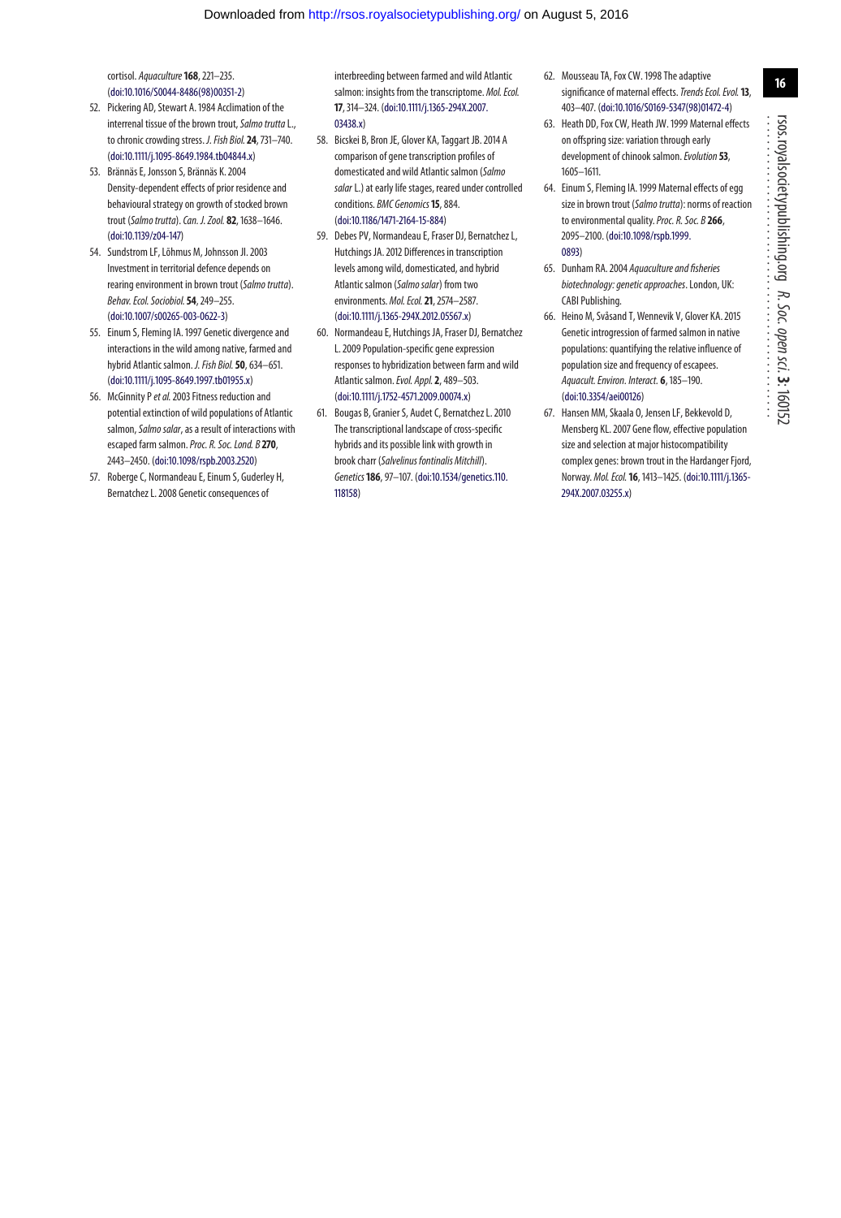cortisol. *Aquaculture* **168**, 221–235. (doi:10.1016/S0044-8486(98)00351-2)

52. Pickering AD, Stewart A. 1984 Acclimation of the interrenal tissue of the brown trout, *Salmo trutta* L., to chronic crowding stress. *J. Fish Biol.* **24**, 731–740. (doi:10.1111/j.1095-8649.1984.tb04844.x)
53. Brännäs E, Jonsson S, Brännäs K. 2004 Density-dependent effects of prior residence and behavioural strategy on growth of stocked brown trout (*Salmo trutta*). *Can. J. Zool.* **82**, 1638–1646. (doi:10.1139/z04-147)
54. Sundstrom LF, Lõhmus M, Johnsson JI. 2003 Investment in territorial defence depends on rearing environment in brown trout (*Salmo trutta*). *Behav. Ecol. Sociobiol.* **54**, 249–255. (doi:10.1007/s00265-003-0622-3)
55. Einum S, Fleming IA. 1997 Genetic divergence and interactions in the wild among native, farmed and hybrid Atlantic salmon. *J. Fish Biol.* **50**, 634–651. (doi:10.1111/j.1095-8649.1997.tb01955.x)
56. McGinnity P *et al.* 2003 Fitness reduction and potential extinction of wild populations of Atlantic salmon, *Salmo salar*, as a result of interactions with escaped farm salmon. *Proc. R. Soc. Lond. B* **270**, 2443–2450. (doi:10.1098/rspb.2003.2520)
57. Roberge C, Normandeau E, Einum S, Guderley H, Bernatchez L. 2008 Genetic consequences of interbreeding between farmed and wild Atlantic salmon: insights from the transcriptome. *Mol. Ecol.* **17**, 314–324. (doi:10.1111/j.1365-294X.2007.03438.x)
58. Bicskei B, Bron JE, Glover KA, Taggart JB. 2014 A comparison of gene transcription profiles of domesticated and wild Atlantic salmon (*Salmo salar* L.) at early life stages, reared under controlled conditions. *BMC Genomics* **15**, 884. (doi:10.1186/1471-2164-15-884)
59. Debes PV, Normandeau E, Fraser DJ, Bernatchez L, Hutchings JA. 2012 Differences in transcription levels among wild, domesticated, and hybrid Atlantic salmon (*Salmo salar*) from two environments. *Mol. Ecol.* **21**, 2574–2587. (doi:10.1111/j.1365-294X.2012.05567.x)
60. Normandeau E, Hutchings JA, Fraser DJ, Bernatchez L. 2009 Population-specific gene expression responses to hybridization between farm and wild Atlantic salmon. *Evol. Appl.* **2**, 489–503. (doi:10.1111/j.1752-4571.2009.00074.x)
61. Bougas B, Granier S, Audet C, Bernatchez L. 2010 The transcriptional landscape of cross-specific hybrids and its possible link with growth in brook charr (*Salvelinus fontinalis Mitchill*). *Genetics* **186**, 97–107. (doi:10.1534/genetics.110.118158)
62. Mousseau TA, Fox CW. 1998 The adaptive significance of maternal effects. *Trends Ecol. Evol.* **13**, 403–407. (doi:10.1016/S0169-5347(98)01472-4)
63. Heath DD, Fox CW, Heath JW. 1999 Maternal effects on offspring size: variation through early development of chinook salmon. *Evolution* **53**, 1605–1611.
64. Einum S, Fleming IA. 1999 Maternal effects of egg size in brown trout (*Salmo trutta*): norms of reaction to environmental quality. *Proc. R. Soc. B* **266**, 2095–2100. (doi:10.1098/rspb.1999.0893)
65. Dunham RA. 2004 *Aquaculture and fisheries biotechnology: genetic approaches*. London, UK: CABI Publishing.
66. Heino M, Svåsand T, Wennevik V, Glover KA. 2015 Genetic introgression of farmed salmon in native populations: quantifying the relative influence of population size and frequency of escapees. *Aquacult. Environ. Interact.* **6**, 185–190. (doi:10.3354/aei00126)
67. Hansen MM, Skaala O, Jensen LF, Bekkevold D, Mensberg KL. 2007 Gene flow, effective population size and selection at major histocompatibility complex genes: brown trout in the Hardanger Fjord, Norway. *Mol. Ecol.* **16**, 1413–1425. (doi:10.1111/j.1365-294X.2007.03255.x)